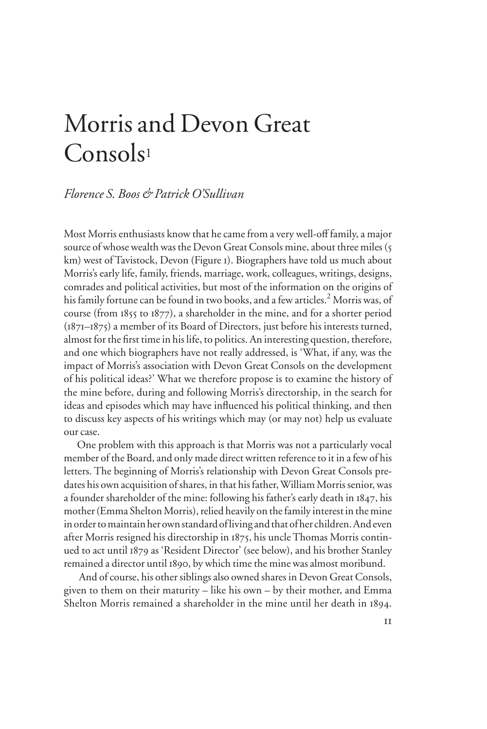# Morris and Devon Great Consols[1]

*Florence S. Boos & Patrick O'Sullivan*

Most Morris enthusiasts know that he came from a very well-off family, a major source of whose wealth was the Devon Great Consols mine, about three miles (5 km) west of Tavistock, Devon (Figure 1). Biographers have told us much about Morris's early life, family, friends, marriage, work, colleagues, writings, designs, comrades and political activities, but most of the information on the origins of his family fortune can be found in two books, and a few articles.[2] Morris was, of course (from 1855 to 1877), a shareholder in the mine, and for a shorter period (1871–1875) a member of its Board of Directors, just before his interests turned, almost for the first time in his life, to politics. An interesting question, therefore, and one which biographers have not really addressed, is 'What, if any, was the impact of Morris's association with Devon Great Consols on the development of his political ideas?' What we therefore propose is to examine the history of the mine before, during and following Morris's directorship, in the search for ideas and episodes which may have influenced his political thinking, and then to discuss key aspects of his writings which may (or may not) help us evaluate our case.

One problem with this approach is that Morris was not a particularly vocal member of the Board, and only made direct written reference to it in a few of his letters. The beginning of Morris's relationship with Devon Great Consols predates his own acquisition of shares, in that his father, William Morris senior, was a founder shareholder of the mine: following his father's early death in 1847, his mother (Emma Shelton Morris), relied heavily on the family interest in the mine in order to maintain her own standard of living and that of her children. And even after Morris resigned his directorship in 1875, his uncle Thomas Morris continued to act until 1879 as 'Resident Director' (see below), and his brother Stanley remained a director until 1890, by which time the mine was almost moribund.

And of course, his other siblings also owned shares in Devon Great Consols, given to them on their maturity – like his own – by their mother, and Emma Shelton Morris remained a shareholder in the mine until her death in 1894.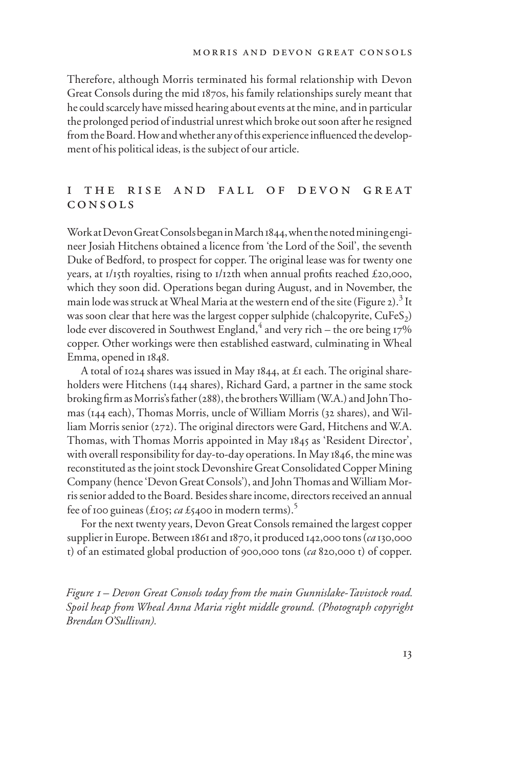Therefore, although Morris terminated his formal relationship with Devon Great Consols during the mid 1870s, his family relationships surely meant that he could scarcely have missed hearing about events at the mine, and in particular the prolonged period of industrial unrest which broke out soon after he resigned from the Board. How and whether any of this experience influenced the development of his political ideas, is the subject of our article.

## I THE RISE AND FALL OF DEVON GREAT CONSOLS

Work at Devon Great Consols began in March 1844, when the noted mining engineer Josiah Hitchens obtained a licence from 'the Lord of the Soil', the seventh Duke of Bedford, to prospect for copper. The original lease was for twenty one years, at 1/15th royalties, rising to 1/12th when annual profits reached £20,000, which they soon did. Operations began during August, and in November, the main lode was struck at Wheal Maria at the western end of the site (Figure 2).[3] It was soon clear that here was the largest copper sulphide (chalcopyrite, $CuFeS_2$) lode ever discovered in Southwest England,[4] and very rich – the ore being 17% copper. Other workings were then established eastward, culminating in Wheal Emma, opened in 1848.

A total of 1024 shares was issued in May 1844, at £1 each. The original shareholders were Hitchens (144 shares), Richard Gard, a partner in the same stock broking firm as Morris's father (288), the brothers William (W.A.) and John Thomas (144 each), Thomas Morris, uncle of William Morris (32 shares), and William Morris senior (272). The original directors were Gard, Hitchens and W.A. Thomas, with Thomas Morris appointed in May 1845 as 'Resident Director', with overall responsibility for day-to-day operations. In May 1846, the mine was reconstituted as the joint stock Devonshire Great Consolidated Copper Mining Company (hence 'Devon Great Consols'), and John Thomas and William Morris senior added to the Board. Besides share income, directors received an annual fee of 100 guineas (£105; *ca* £5400 in modern terms).[5]

For the next twenty years, Devon Great Consols remained the largest copper supplier in Europe. Between 1861 and 1870, it produced 142,000 tons (*ca* 130,000 t) of an estimated global production of 900,000 tons (*ca* 820,000 t) of copper.

*Figure 1 – Devon Great Consols today from the main Gunnislake-Tavistock road. Spoil heap from Wheal Anna Maria right middle ground. (Photograph copyright Brendan O'Sullivan).*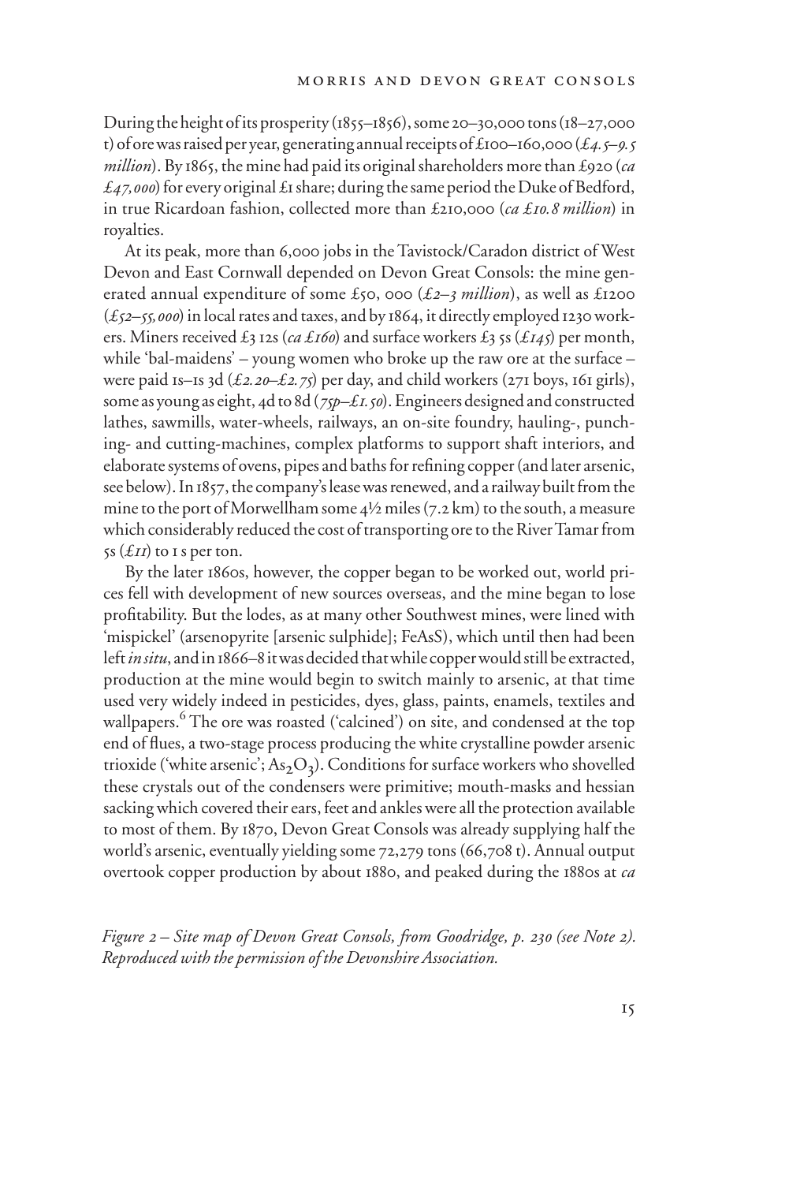During the height of its prosperity (1855–1856), some 20–30,000 tons (18–27,000 t) of ore was raised per year, generating annual receipts of £100–160,000 (*£4.5–9.5 million*). By 1865, the mine had paid its original shareholders more than £920 (*ca £47,000*) for every original £1 share; during the same period the Duke of Bedford, in true Ricardoan fashion, collected more than £210,000 (*ca £10.8 million*) in royalties.

At its peak, more than 6,000 jobs in the Tavistock/Caradon district of West Devon and East Cornwall depended on Devon Great Consols: the mine generated annual expenditure of some £50, 000 (*£2–3 million*), as well as £1200 (*£52–55,000*) in local rates and taxes, and by 1864, it directly employed 1230 workers. Miners received £3 12s (*ca £160*) and surface workers £3 5s (*£145*) per month, while 'bal-maidens' – young women who broke up the raw ore at the surface – were paid 1s–1s 3d (*£2.20–£2.75*) per day, and child workers (271 boys, 161 girls), some as young as eight, 4d to 8d (*75p–£1.50*). Engineers designed and constructed lathes, sawmills, water-wheels, railways, an on-site foundry, hauling-, punching- and cutting-machines, complex platforms to support shaft interiors, and elaborate systems of ovens, pipes and baths for refining copper (and later arsenic, see below). In 1857, the company's lease was renewed, and a railway built from the mine to the port of Morwellham some 4½ miles (7.2 km) to the south, a measure which considerably reduced the cost of transporting ore to the River Tamar from 5s (*£11*) to 1 s per ton.

By the later 1860s, however, the copper began to be worked out, world prices fell with development of new sources overseas, and the mine began to lose profitability. But the lodes, as at many other Southwest mines, were lined with 'mispickel' (arsenopyrite [arsenic sulphide]; FeAsS), which until then had been left *in situ*, and in 1866–8 it was decided that while copper would still be extracted, production at the mine would begin to switch mainly to arsenic, at that time used very widely indeed in pesticides, dyes, glass, paints, enamels, textiles and wallpapers.[6] The ore was roasted ('calcined') on site, and condensed at the top end of flues, a two-stage process producing the white crystalline powder arsenic trioxide ('white arsenic'; $As_2O_3$). Conditions for surface workers who shovelled these crystals out of the condensers were primitive; mouth-masks and hessian sacking which covered their ears, feet and ankles were all the protection available to most of them. By 1870, Devon Great Consols was already supplying half the world's arsenic, eventually yielding some 72,279 tons (66,708 t). Annual output overtook copper production by about 1880, and peaked during the 1880s at *ca*

*Figure 2 – Site map of Devon Great Consols, from Goodridge, p. 230 (see Note 2). Reproduced with the permission of the Devonshire Association.*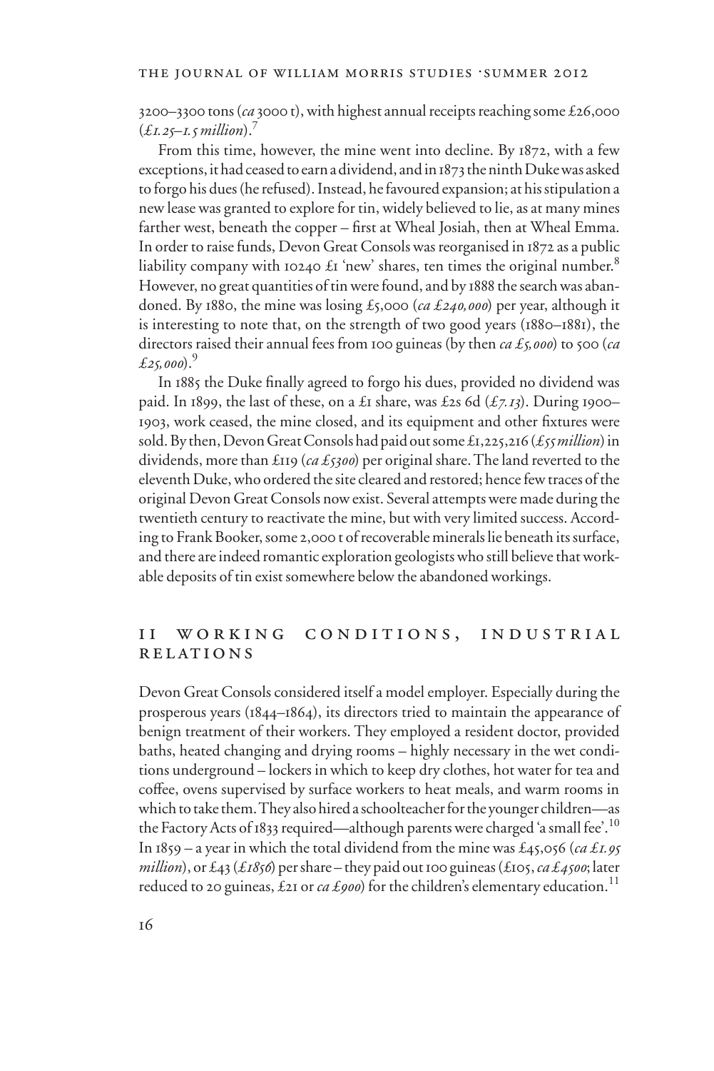3200–3300 tons (*ca* 3000 t), with highest annual receipts reaching some £26,000 (*£1.25–1.5 million*).[7]

From this time, however, the mine went into decline. By 1872, with a few exceptions, it had ceased to earn a dividend, and in 1873 the ninth Duke was asked to forgo his dues (he refused). Instead, he favoured expansion; at his stipulation a new lease was granted to explore for tin, widely believed to lie, as at many mines farther west, beneath the copper – first at Wheal Josiah, then at Wheal Emma. In order to raise funds, Devon Great Consols was reorganised in 1872 as a public liability company with 10240 £1 'new' shares, ten times the original number.[8] However, no great quantities of tin were found, and by 1888 the search was abandoned. By 1880, the mine was losing £5,000 (*ca £240,000*) per year, although it is interesting to note that, on the strength of two good years (1880–1881), the directors raised their annual fees from 100 guineas (by then *ca £5,000*) to 500 (*ca £25,000*).[9]

In 1885 the Duke finally agreed to forgo his dues, provided no dividend was paid. In 1899, the last of these, on a £1 share, was £2s 6d (*£7.13*). During 1900–1903, work ceased, the mine closed, and its equipment and other fixtures were sold. By then, Devon Great Consols had paid out some £1,225,216 (*£55 million*) in dividends, more than £119 (*ca £5300*) per original share. The land reverted to the eleventh Duke, who ordered the site cleared and restored; hence few traces of the original Devon Great Consols now exist. Several attempts were made during the twentieth century to reactivate the mine, but with very limited success. According to Frank Booker, some 2,000 t of recoverable minerals lie beneath its surface, and there are indeed romantic exploration geologists who still believe that workable deposits of tin exist somewhere below the abandoned workings.

## II WORKING CONDITIONS, INDUSTRIAL RELATIONS

Devon Great Consols considered itself a model employer. Especially during the prosperous years (1844–1864), its directors tried to maintain the appearance of benign treatment of their workers. They employed a resident doctor, provided baths, heated changing and drying rooms – highly necessary in the wet conditions underground – lockers in which to keep dry clothes, hot water for tea and coffee, ovens supervised by surface workers to heat meals, and warm rooms in which to take them. They also hired a schoolteacher for the younger children—as the Factory Acts of 1833 required—although parents were charged 'a small fee'.[10] In 1859 – a year in which the total dividend from the mine was £45,056 (*ca £1.95 million*), or £43 (*£1856*) per share – they paid out 100 guineas (£105, *ca £4500*; later reduced to 20 guineas, £21 or *ca £900*) for the children's elementary education.[11]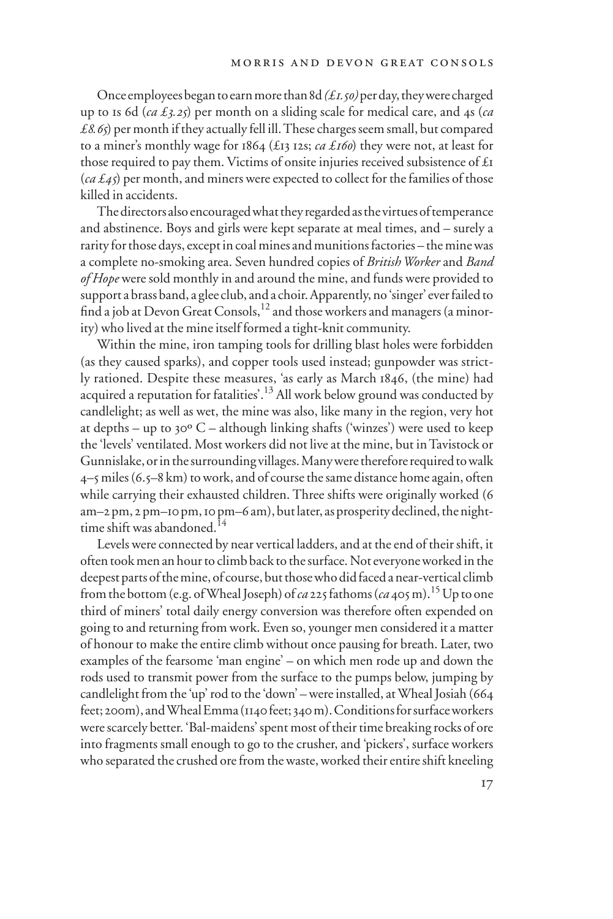Once employees began to earn more than 8d *(£1.50)* per day, they were charged up to 1s 6d (*ca £3.25*) per month on a sliding scale for medical care, and 4s (*ca £8.65*) per month if they actually fell ill. These charges seem small, but compared to a miner's monthly wage for 1864 (£13 12s; *ca £160*) they were not, at least for those required to pay them. Victims of onsite injuries received subsistence of £1 (*ca £45*) per month, and miners were expected to collect for the families of those killed in accidents.

The directors also encouraged what they regarded as the virtues of temperance and abstinence. Boys and girls were kept separate at meal times, and – surely a rarity for those days, except in coal mines and munitions factories – the mine was a complete no-smoking area. Seven hundred copies of *British Worker* and *Band of Hope* were sold monthly in and around the mine, and funds were provided to support a brass band, a glee club, and a choir. Apparently, no 'singer' ever failed to find a job at Devon Great Consols,[12] and those workers and managers (a minority) who lived at the mine itself formed a tight-knit community.

Within the mine, iron tamping tools for drilling blast holes were forbidden (as they caused sparks), and copper tools used instead; gunpowder was strictly rationed. Despite these measures, 'as early as March 1846, (the mine) had acquired a reputation for fatalities'.[13] All work below ground was conducted by candlelight; as well as wet, the mine was also, like many in the region, very hot at depths – up to 30° C – although linking shafts ('winzes') were used to keep the 'levels' ventilated. Most workers did not live at the mine, but in Tavistock or Gunnislake, or in the surrounding villages. Many were therefore required to walk 4–5 miles (6.5–8 km) to work, and of course the same distance home again, often while carrying their exhausted children. Three shifts were originally worked (6 am–2 pm, 2 pm–10 pm, 10 pm–6 am), but later, as prosperity declined, the night-time shift was abandoned.[14]

Levels were connected by near vertical ladders, and at the end of their shift, it often took men an hour to climb back to the surface. Not everyone worked in the deepest parts of the mine, of course, but those who did faced a near-vertical climb from the bottom (e.g. of Wheal Joseph) of *ca* 225 fathoms (*ca* 405 m).[15] Up to one third of miners' total daily energy conversion was therefore often expended on going to and returning from work. Even so, younger men considered it a matter of honour to make the entire climb without once pausing for breath. Later, two examples of the fearsome 'man engine' – on which men rode up and down the rods used to transmit power from the surface to the pumps below, jumping by candlelight from the 'up' rod to the 'down' – were installed, at Wheal Josiah (664 feet; 200m), and Wheal Emma (1140 feet; 340 m). Conditions for surface workers were scarcely better. 'Bal-maidens' spent most of their time breaking rocks of ore into fragments small enough to go to the crusher, and 'pickers', surface workers who separated the crushed ore from the waste, worked their entire shift kneeling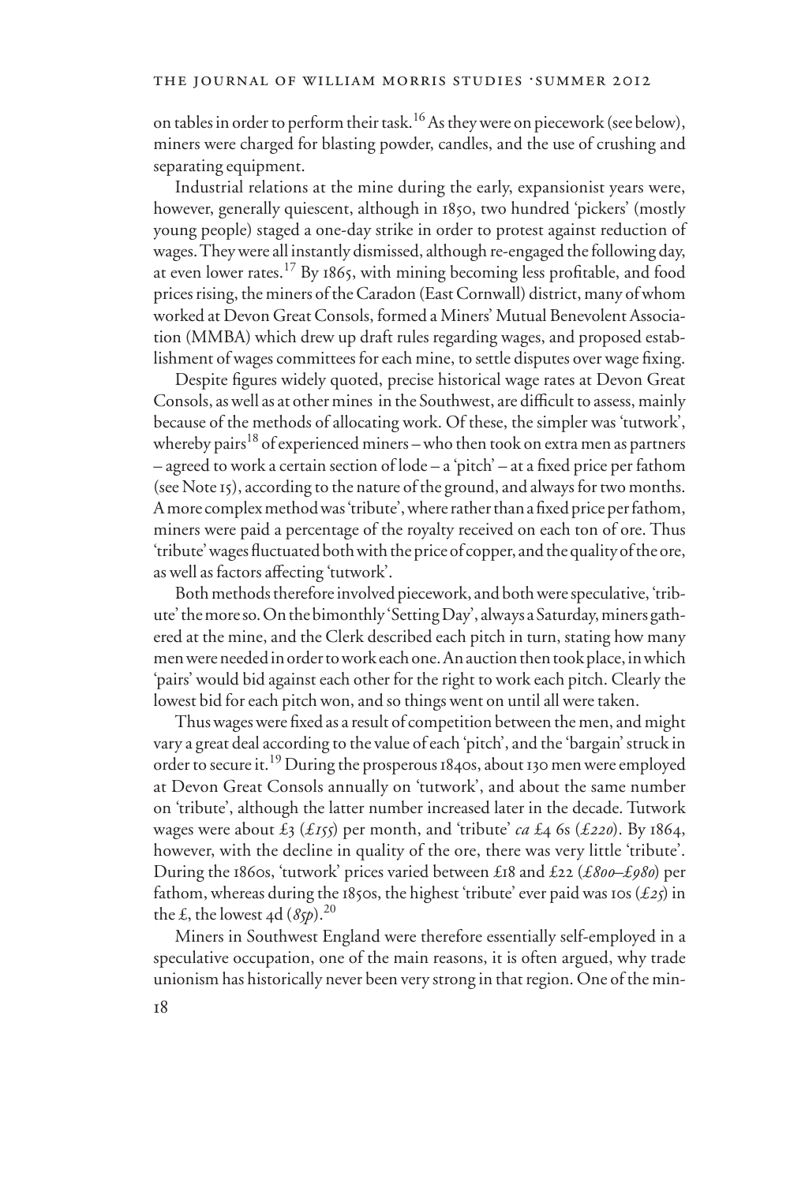on tables in order to perform their task.[16] As they were on piecework (see below), miners were charged for blasting powder, candles, and the use of crushing and separating equipment.

Industrial relations at the mine during the early, expansionist years were, however, generally quiescent, although in 1850, two hundred 'pickers' (mostly young people) staged a one-day strike in order to protest against reduction of wages. They were all instantly dismissed, although re-engaged the following day, at even lower rates.[17] By 1865, with mining becoming less profitable, and food prices rising, the miners of the Caradon (East Cornwall) district, many of whom worked at Devon Great Consols, formed a Miners' Mutual Benevolent Association (MMBA) which drew up draft rules regarding wages, and proposed establishment of wages committees for each mine, to settle disputes over wage fixing.

Despite figures widely quoted, precise historical wage rates at Devon Great Consols, as well as at other mines in the Southwest, are difficult to assess, mainly because of the methods of allocating work. Of these, the simpler was 'tutwork', whereby pairs[18] of experienced miners – who then took on extra men as partners – agreed to work a certain section of lode – a 'pitch' – at a fixed price per fathom (see Note 15), according to the nature of the ground, and always for two months. A more complex method was 'tribute', where rather than a fixed price per fathom, miners were paid a percentage of the royalty received on each ton of ore. Thus 'tribute' wages fluctuated both with the price of copper, and the quality of the ore, as well as factors affecting 'tutwork'.

Both methods therefore involved piecework, and both were speculative, 'tribute' the more so. On the bimonthly 'Setting Day', always a Saturday, miners gathered at the mine, and the Clerk described each pitch in turn, stating how many men were needed in order to work each one. An auction then took place, in which 'pairs' would bid against each other for the right to work each pitch. Clearly the lowest bid for each pitch won, and so things went on until all were taken.

Thus wages were fixed as a result of competition between the men, and might vary a great deal according to the value of each 'pitch', and the 'bargain' struck in order to secure it.[19] During the prosperous 1840s, about 130 men were employed at Devon Great Consols annually on 'tutwork', and about the same number on 'tribute', although the latter number increased later in the decade. Tutwork wages were about £3 (*£155*) per month, and 'tribute' *ca* £4 6s (*£220*). By 1864, however, with the decline in quality of the ore, there was very little 'tribute'. During the 1860s, 'tutwork' prices varied between £18 and £22 (*£800–£980*) per fathom, whereas during the 1850s, the highest 'tribute' ever paid was 10s (*£25*) in the £, the lowest 4d (*85p*).[20]

Miners in Southwest England were therefore essentially self-employed in a speculative occupation, one of the main reasons, it is often argued, why trade unionism has historically never been very strong in that region. One of the min-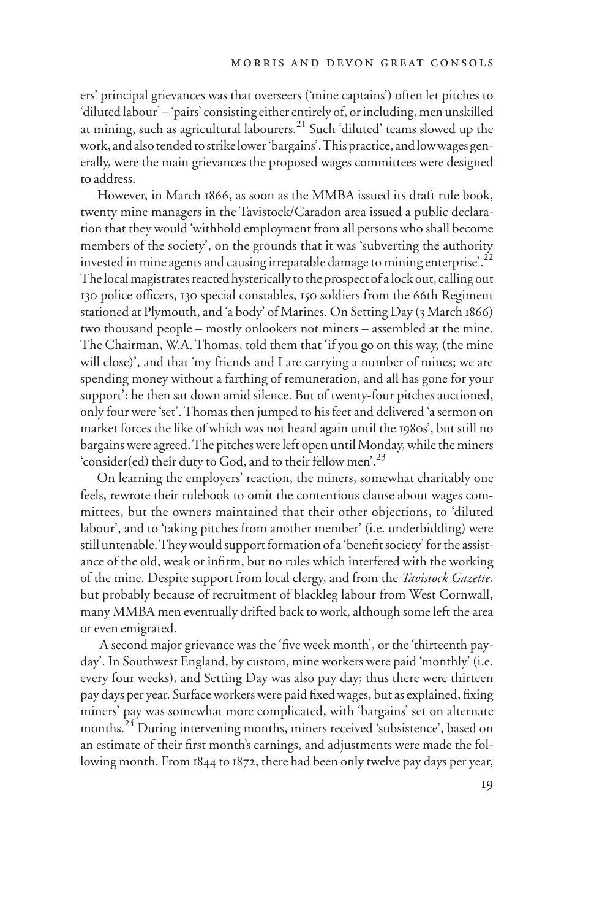ers' principal grievances was that overseers ('mine captains') often let pitches to 'diluted labour' – 'pairs' consisting either entirely of, or including, men unskilled at mining, such as agricultural labourers.[21] Such 'diluted' teams slowed up the work, and also tended to strike lower 'bargains'. This practice, and low wages generally, were the main grievances the proposed wages committees were designed to address.

However, in March 1866, as soon as the MMBA issued its draft rule book, twenty mine managers in the Tavistock/Caradon area issued a public declaration that they would 'withhold employment from all persons who shall become members of the society', on the grounds that it was 'subverting the authority invested in mine agents and causing irreparable damage to mining enterprise'.[22] The local magistrates reacted hysterically to the prospect of a lock out, calling out 130 police officers, 130 special constables, 150 soldiers from the 66th Regiment stationed at Plymouth, and 'a body' of Marines. On Setting Day (3 March 1866) two thousand people – mostly onlookers not miners – assembled at the mine. The Chairman, W.A. Thomas, told them that 'if you go on this way, (the mine will close)', and that 'my friends and I are carrying a number of mines; we are spending money without a farthing of remuneration, and all has gone for your support': he then sat down amid silence. But of twenty-four pitches auctioned, only four were 'set'. Thomas then jumped to his feet and delivered 'a sermon on market forces the like of which was not heard again until the 1980s', but still no bargains were agreed. The pitches were left open until Monday, while the miners 'consider(ed) their duty to God, and to their fellow men'.[23]

On learning the employers' reaction, the miners, somewhat charitably one feels, rewrote their rulebook to omit the contentious clause about wages committees, but the owners maintained that their other objections, to 'diluted labour', and to 'taking pitches from another member' (i.e. underbidding) were still untenable. They would support formation of a 'benefit society' for the assistance of the old, weak or infirm, but no rules which interfered with the working of the mine. Despite support from local clergy, and from the *Tavistock Gazette*, but probably because of recruitment of blackleg labour from West Cornwall, many MMBA men eventually drifted back to work, although some left the area or even emigrated.

A second major grievance was the 'five week month', or the 'thirteenth payday'. In Southwest England, by custom, mine workers were paid 'monthly' (i.e. every four weeks), and Setting Day was also pay day; thus there were thirteen pay days per year. Surface workers were paid fixed wages, but as explained, fixing miners' pay was somewhat more complicated, with 'bargains' set on alternate months.[24] During intervening months, miners received 'subsistence', based on an estimate of their first month's earnings, and adjustments were made the following month. From 1844 to 1872, there had been only twelve pay days per year,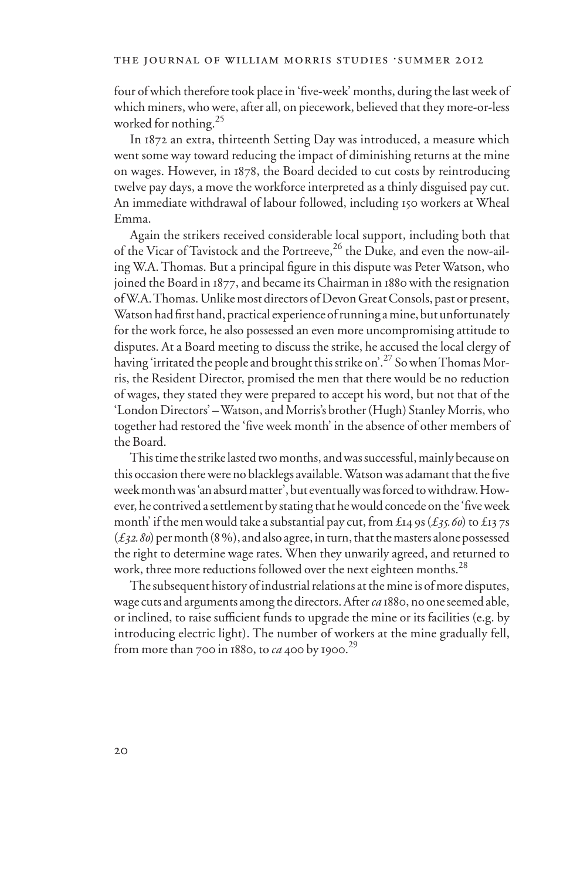four of which therefore took place in 'five-week' months, during the last week of which miners, who were, after all, on piecework, believed that they more-or-less worked for nothing.[25]

In 1872 an extra, thirteenth Setting Day was introduced, a measure which went some way toward reducing the impact of diminishing returns at the mine on wages. However, in 1878, the Board decided to cut costs by reintroducing twelve pay days, a move the workforce interpreted as a thinly disguised pay cut. An immediate withdrawal of labour followed, including 150 workers at Wheal Emma.

Again the strikers received considerable local support, including both that of the Vicar of Tavistock and the Portreeve,[26] the Duke, and even the now-ailing W.A. Thomas. But a principal figure in this dispute was Peter Watson, who joined the Board in 1877, and became its Chairman in 1880 with the resignation of W.A. Thomas. Unlike most directors of Devon Great Consols, past or present, Watson had first hand, practical experience of running a mine, but unfortunately for the work force, he also possessed an even more uncompromising attitude to disputes. At a Board meeting to discuss the strike, he accused the local clergy of having 'irritated the people and brought this strike on'.[27] So when Thomas Morris, the Resident Director, promised the men that there would be no reduction of wages, they stated they were prepared to accept his word, but not that of the 'London Directors' – Watson, and Morris's brother (Hugh) Stanley Morris, who together had restored the 'five week month' in the absence of other members of the Board.

This time the strike lasted two months, and was successful, mainly because on this occasion there were no blacklegs available. Watson was adamant that the five week month was 'an absurd matter', but eventually was forced to withdraw. However, he contrived a settlement by stating that he would concede on the 'five week month' if the men would take a substantial pay cut, from £14 9s (*£35.60*) to £13 7s (*£32.80*) per month (8 %), and also agree, in turn, that the masters alone possessed the right to determine wage rates. When they unwarily agreed, and returned to work, three more reductions followed over the next eighteen months.[28]

The subsequent history of industrial relations at the mine is of more disputes, wage cuts and arguments among the directors. After *ca* 1880, no one seemed able, or inclined, to raise sufficient funds to upgrade the mine or its facilities (e.g. by introducing electric light). The number of workers at the mine gradually fell, from more than 700 in 1880, to *ca* 400 by 1900.[29]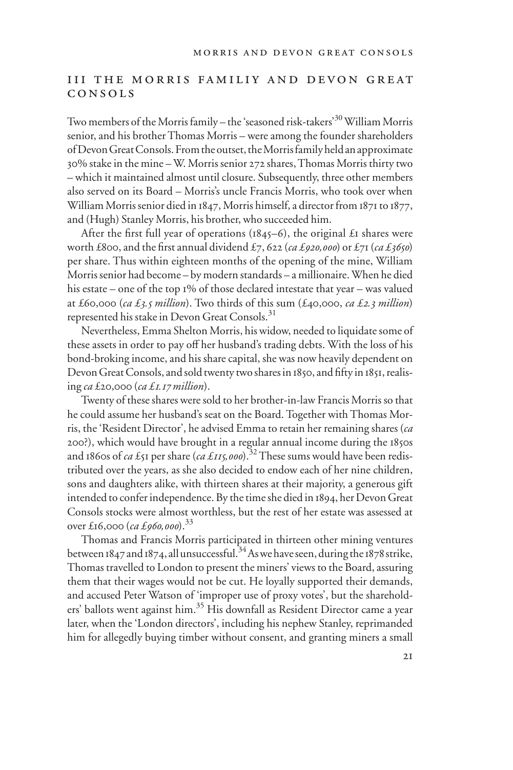## III THE MORRIS FAMILIY AND DEVON GREAT CONSOLS

Two members of the Morris family – the 'seasoned risk-takers'[30] William Morris senior, and his brother Thomas Morris – were among the founder shareholders of Devon Great Consols. From the outset, the Morris family held an approximate 30% stake in the mine – W. Morris senior 272 shares, Thomas Morris thirty two – which it maintained almost until closure. Subsequently, three other members also served on its Board – Morris's uncle Francis Morris, who took over when William Morris senior died in 1847, Morris himself, a director from 1871 to 1877, and (Hugh) Stanley Morris, his brother, who succeeded him.

After the first full year of operations (1845–6), the original £1 shares were worth £800, and the first annual dividend £7, 622 (*ca £920,000*) or £71 (*ca £3650*) per share. Thus within eighteen months of the opening of the mine, William Morris senior had become – by modern standards – a millionaire. When he died his estate – one of the top 1% of those declared intestate that year – was valued at £60,000 (*ca £3.5 million*). Two thirds of this sum (£40,000, *ca £2.3 million*) represented his stake in Devon Great Consols.[31]

Nevertheless, Emma Shelton Morris, his widow, needed to liquidate some of these assets in order to pay off her husband's trading debts. With the loss of his bond-broking income, and his share capital, she was now heavily dependent on Devon Great Consols, and sold twenty two shares in 1850, and fifty in 1851, realising *ca* £20,000 (*ca £1.17 million*).

Twenty of these shares were sold to her brother-in-law Francis Morris so that he could assume her husband's seat on the Board. Together with Thomas Morris, the 'Resident Director', he advised Emma to retain her remaining shares (*ca* 200?), which would have brought in a regular annual income during the 1850s and 1860s of *ca* £51 per share (*ca £115,000*).[32] These sums would have been redistributed over the years, as she also decided to endow each of her nine children, sons and daughters alike, with thirteen shares at their majority, a generous gift intended to confer independence. By the time she died in 1894, her Devon Great Consols stocks were almost worthless, but the rest of her estate was assessed at over £16,000 (*ca £960,000*).[33]

Thomas and Francis Morris participated in thirteen other mining ventures between 1847 and 1874, all unsuccessful.[34] As we have seen, during the 1878 strike, Thomas travelled to London to present the miners' views to the Board, assuring them that their wages would not be cut. He loyally supported their demands, and accused Peter Watson of 'improper use of proxy votes', but the shareholders' ballots went against him.[35] His downfall as Resident Director came a year later, when the 'London directors', including his nephew Stanley, reprimanded him for allegedly buying timber without consent, and granting miners a small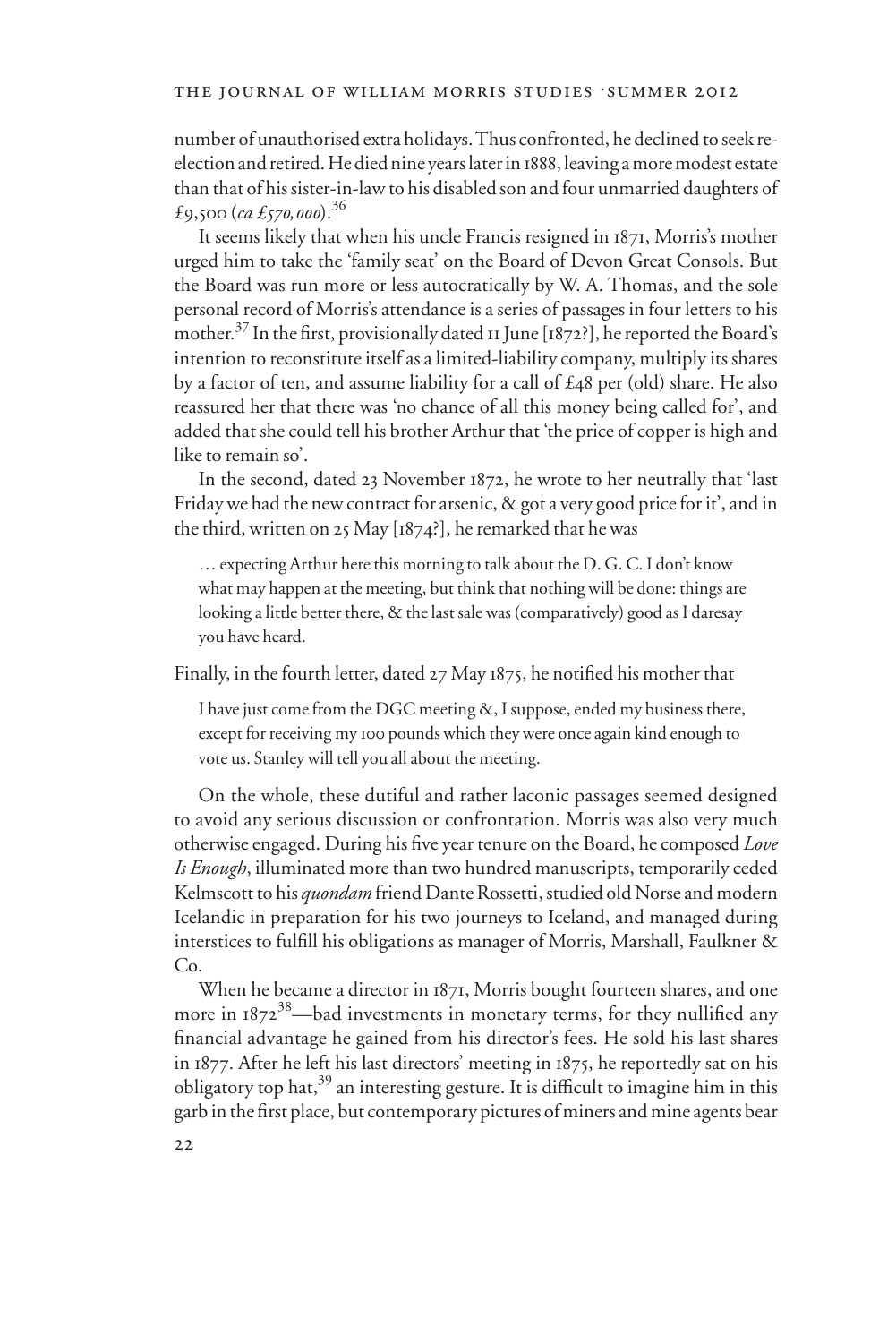number of unauthorised extra holidays. Thus confronted, he declined to seek re-election and retired. He died nine years later in 1888, leaving a more modest estate than that of his sister-in-law to his disabled son and four unmarried daughters of £9,500 (*ca £570,000*).[36]

It seems likely that when his uncle Francis resigned in 1871, Morris's mother urged him to take the 'family seat' on the Board of Devon Great Consols. But the Board was run more or less autocratically by W. A. Thomas, and the sole personal record of Morris's attendance is a series of passages in four letters to his mother.[37] In the first, provisionally dated 11 June [1872?], he reported the Board's intention to reconstitute itself as a limited-liability company, multiply its shares by a factor of ten, and assume liability for a call of £48 per (old) share. He also reassured her that there was 'no chance of all this money being called for', and added that she could tell his brother Arthur that 'the price of copper is high and like to remain so'.

In the second, dated 23 November 1872, he wrote to her neutrally that 'last Friday we had the new contract for arsenic, & got a very good price for it', and in the third, written on 25 May [1874?], he remarked that he was

> … expecting Arthur here this morning to talk about the D. G. C. I don't know what may happen at the meeting, but think that nothing will be done: things are looking a little better there, & the last sale was (comparatively) good as I daresay you have heard.

Finally, in the fourth letter, dated 27 May 1875, he notified his mother that

> I have just come from the DGC meeting &, I suppose, ended my business there, except for receiving my 100 pounds which they were once again kind enough to vote us. Stanley will tell you all about the meeting.

On the whole, these dutiful and rather laconic passages seemed designed to avoid any serious discussion or confrontation. Morris was also very much otherwise engaged. During his five year tenure on the Board, he composed *Love Is Enough*, illuminated more than two hundred manuscripts, temporarily ceded Kelmscott to his *quondam* friend Dante Rossetti, studied old Norse and modern Icelandic in preparation for his two journeys to Iceland, and managed during interstices to fulfill his obligations as manager of Morris, Marshall, Faulkner & Co.

When he became a director in 1871, Morris bought fourteen shares, and one more in 1872[38]—bad investments in monetary terms, for they nullified any financial advantage he gained from his director's fees. He sold his last shares in 1877. After he left his last directors' meeting in 1875, he reportedly sat on his obligatory top hat,[39] an interesting gesture. It is difficult to imagine him in this garb in the first place, but contemporary pictures of miners and mine agents bear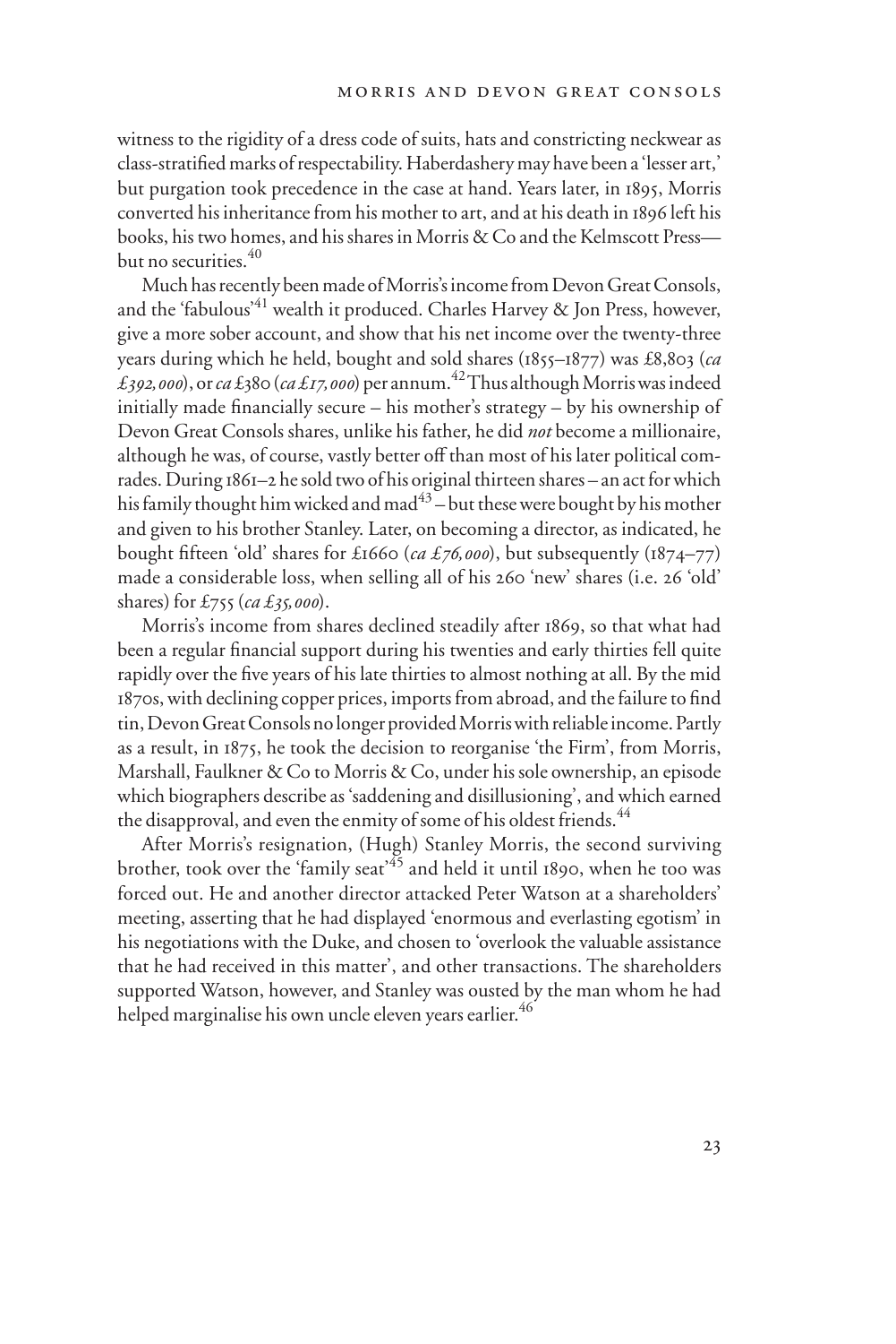witness to the rigidity of a dress code of suits, hats and constricting neckwear as class-stratified marks of respectability. Haberdashery may have been a 'lesser art,' but purgation took precedence in the case at hand. Years later, in 1895, Morris converted his inheritance from his mother to art, and at his death in 1896 left his books, his two homes, and his shares in Morris & Co and the Kelmscott Press—but no securities.[40]

Much has recently been made of Morris's income from Devon Great Consols, and the 'fabulous'[41] wealth it produced. Charles Harvey & Jon Press, however, give a more sober account, and show that his net income over the twenty-three years during which he held, bought and sold shares (1855–1877) was £8,803 (*ca £392,000*), or *ca* £380 (*ca £17,000*) per annum.[42] Thus although Morris was indeed initially made financially secure – his mother's strategy – by his ownership of Devon Great Consols shares, unlike his father, he did *not* become a millionaire, although he was, of course, vastly better off than most of his later political comrades. During 1861–2 he sold two of his original thirteen shares – an act for which his family thought him wicked and mad[43] – but these were bought by his mother and given to his brother Stanley. Later, on becoming a director, as indicated, he bought fifteen 'old' shares for £1660 (*ca £76,000*), but subsequently (1874–77) made a considerable loss, when selling all of his 260 'new' shares (i.e. 26 'old' shares) for £755 (*ca £35,000*).

Morris's income from shares declined steadily after 1869, so that what had been a regular financial support during his twenties and early thirties fell quite rapidly over the five years of his late thirties to almost nothing at all. By the mid 1870s, with declining copper prices, imports from abroad, and the failure to find tin, Devon Great Consols no longer provided Morris with reliable income. Partly as a result, in 1875, he took the decision to reorganise 'the Firm', from Morris, Marshall, Faulkner & Co to Morris & Co, under his sole ownership, an episode which biographers describe as 'saddening and disillusioning', and which earned the disapproval, and even the enmity of some of his oldest friends.[44]

After Morris's resignation, (Hugh) Stanley Morris, the second surviving brother, took over the 'family seat'[45] and held it until 1890, when he too was forced out. He and another director attacked Peter Watson at a shareholders' meeting, asserting that he had displayed 'enormous and everlasting egotism' in his negotiations with the Duke, and chosen to 'overlook the valuable assistance that he had received in this matter', and other transactions. The shareholders supported Watson, however, and Stanley was ousted by the man whom he had helped marginalise his own uncle eleven years earlier.[46]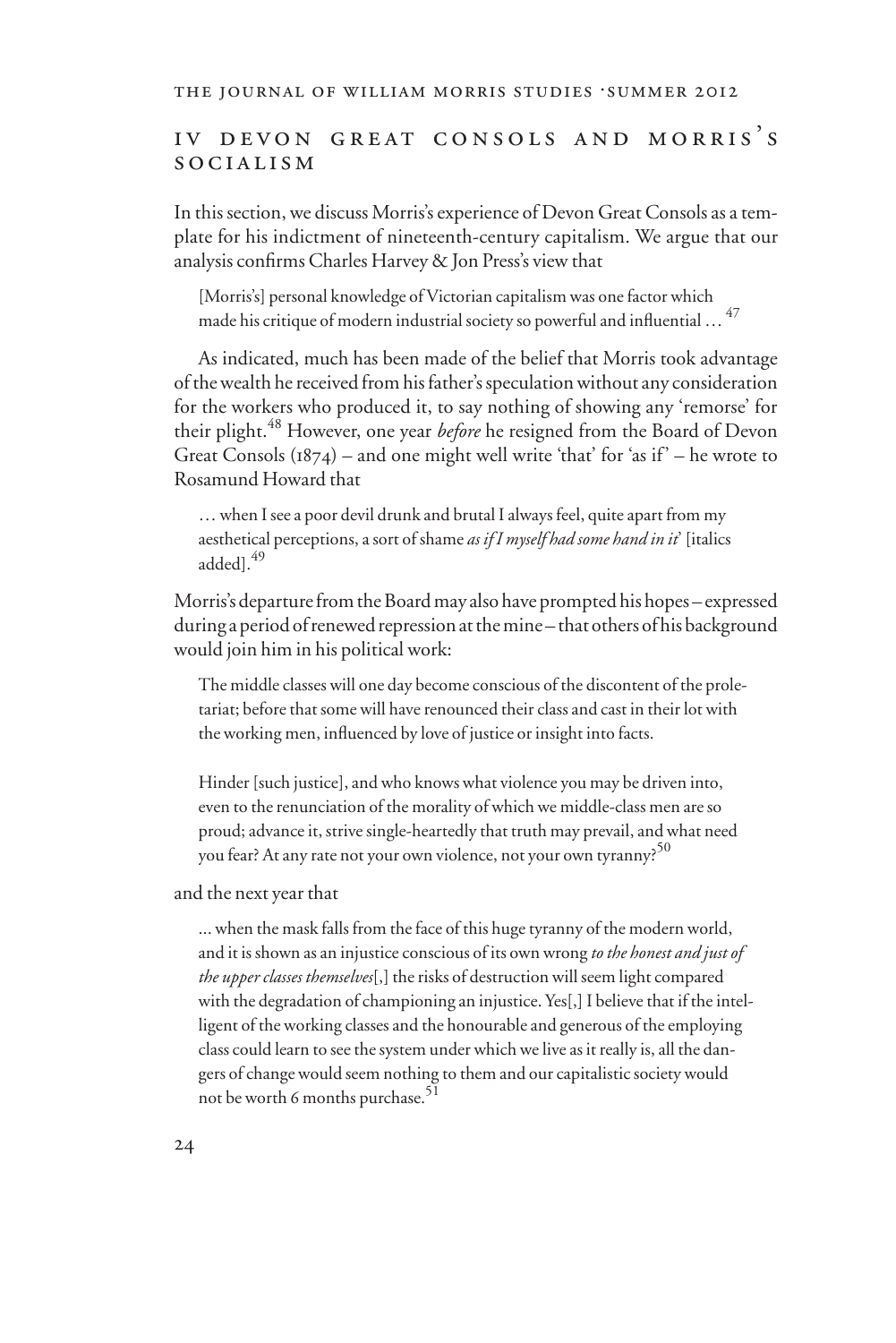## IV DEVON GREAT CONSOLS AND MORRIS'S SOCIALISM

In this section, we discuss Morris's experience of Devon Great Consols as a template for his indictment of nineteenth-century capitalism. We argue that our analysis confirms Charles Harvey & Jon Press's view that

> [Morris's] personal knowledge of Victorian capitalism was one factor which made his critique of modern industrial society so powerful and influential ... [47]

As indicated, much has been made of the belief that Morris took advantage of the wealth he received from his father's speculation without any consideration for the workers who produced it, to say nothing of showing any 'remorse' for their plight.[48] However, one year *before* he resigned from the Board of Devon Great Consols (1874) – and one might well write 'that' for 'as if' – he wrote to Rosamund Howard that

> ... when I see a poor devil drunk and brutal I always feel, quite apart from my aesthetical perceptions, a sort of shame *as if I myself had some hand in it*' [italics added].[49]

Morris's departure from the Board may also have prompted his hopes – expressed during a period of renewed repression at the mine – that others of his background would join him in his political work:

> The middle classes will one day become conscious of the discontent of the proletariat; before that some will have renounced their class and cast in their lot with the working men, influenced by love of justice or insight into facts.
>
> Hinder [such justice], and who knows what violence you may be driven into, even to the renunciation of the morality of which we middle-class men are so proud; advance it, strive single-heartedly that truth may prevail, and what need you fear? At any rate not your own violence, not your own tyranny?[50]

and the next year that

> ... when the mask falls from the face of this huge tyranny of the modern world, and it is shown as an injustice conscious of its own wrong *to the honest and just of the upper classes themselves*[,] the risks of destruction will seem light compared with the degradation of championing an injustice. Yes[,] I believe that if the intelligent of the working classes and the honourable and generous of the employing class could learn to see the system under which we live as it really is, all the dangers of change would seem nothing to them and our capitalistic society would not be worth 6 months purchase.[51]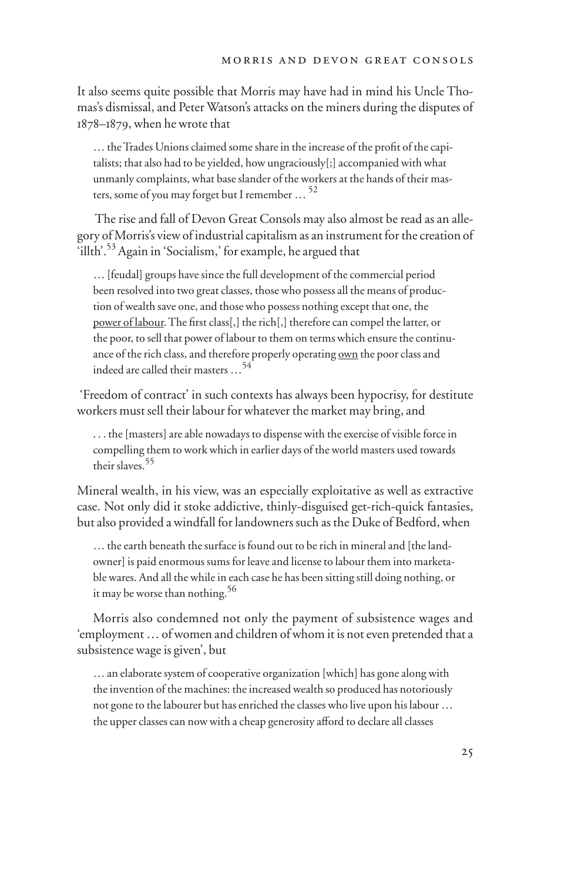It also seems quite possible that Morris may have had in mind his Uncle Thomas's dismissal, and Peter Watson's attacks on the miners during the disputes of 1878–1879, when he wrote that

> … the Trades Unions claimed some share in the increase of the profit of the capitalists; that also had to be yielded, how ungraciously[;] accompanied with what unmanly complaints, what base slander of the workers at the hands of their masters, some of you may forget but I remember … [52]

The rise and fall of Devon Great Consols may also almost be read as an allegory of Morris's view of industrial capitalism as an instrument for the creation of 'illth'.[53] Again in 'Socialism,' for example, he argued that

> … [feudal] groups have since the full development of the commercial period been resolved into two great classes, those who possess all the means of production of wealth save one, and those who possess nothing except that one, the <u>power of labour</u>. The first class[,] the rich[,] therefore can compel the latter, or the poor, to sell that power of labour to them on terms which ensure the continuance of the rich class, and therefore properly operating <u>own</u> the poor class and indeed are called their masters … [54]

'Freedom of contract' in such contexts has always been hypocrisy, for destitute workers must sell their labour for whatever the market may bring, and

> . . . the [masters] are able nowadays to dispense with the exercise of visible force in compelling them to work which in earlier days of the world masters used towards their slaves.[55]

Mineral wealth, in his view, was an especially exploitative as well as extractive case. Not only did it stoke addictive, thinly-disguised get-rich-quick fantasies, but also provided a windfall for landowners such as the Duke of Bedford, when

> … the earth beneath the surface is found out to be rich in mineral and [the landowner] is paid enormous sums for leave and license to labour them into marketable wares. And all the while in each case he has been sitting still doing nothing, or it may be worse than nothing.[56]

Morris also condemned not only the payment of subsistence wages and 'employment … of women and children of whom it is not even pretended that a subsistence wage is given', but

> … an elaborate system of cooperative organization [which] has gone along with the invention of the machines: the increased wealth so produced has notoriously not gone to the labourer but has enriched the classes who live upon his labour … the upper classes can now with a cheap generosity afford to declare all classes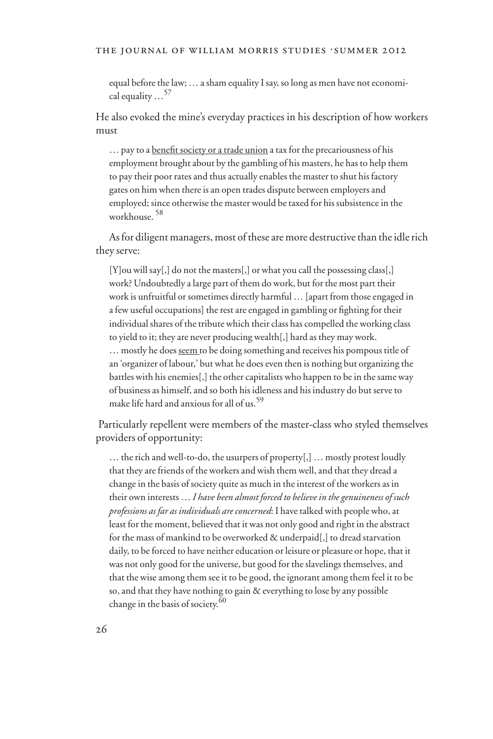> equal before the law; … a sham equality I say, so long as men have not economical equality …[57]

He also evoked the mine's everyday practices in his description of how workers must

> … pay to a <u>benefit society or a trade union</u> a tax for the precariousness of his employment brought about by the gambling of his masters, he has to help them to pay their poor rates and thus actually enables the master to shut his factory gates on him when there is an open trades dispute between employers and employed; since otherwise the master would be taxed for his subsistence in the workhouse. [58]

As for diligent managers, most of these are more destructive than the idle rich they serve:

> [Y]ou will say[,] do not the masters[,] or what you call the possessing class[,] work? Undoubtedly a large part of them do work, but for the most part their work is unfruitful or sometimes directly harmful … [apart from those engaged in a few useful occupations] the rest are engaged in gambling or fighting for their individual shares of the tribute which their class has compelled the working class to yield to it; they are never producing wealth[,] hard as they may work.
> … mostly he does <u>seem</u> to be doing something and receives his pompous title of an 'organizer of labour,' but what he does even then is nothing but organizing the battles with his enemies[,] the other capitalists who happen to be in the same way of business as himself, and so both his idleness and his industry do but serve to make life hard and anxious for all of us.[59]

Particularly repellent were members of the master-class who styled themselves providers of opportunity:

> … the rich and well-to-do, the usurpers of property[,] … mostly protest loudly that they are friends of the workers and wish them well, and that they dread a change in the basis of society quite as much in the interest of the workers as in their own interests … *I have been almost forced to believe in the genuineness of such professions as far as individuals are concerned*: I have talked with people who, at least for the moment, believed that it was not only good and right in the abstract for the mass of mankind to be overworked & underpaid[,] to dread starvation daily, to be forced to have neither education or leisure or pleasure or hope, that it was not only good for the universe, but good for the slavelings themselves, and that the wise among them see it to be good, the ignorant among them feel it to be so, and that they have nothing to gain & everything to lose by any possible change in the basis of society.[60]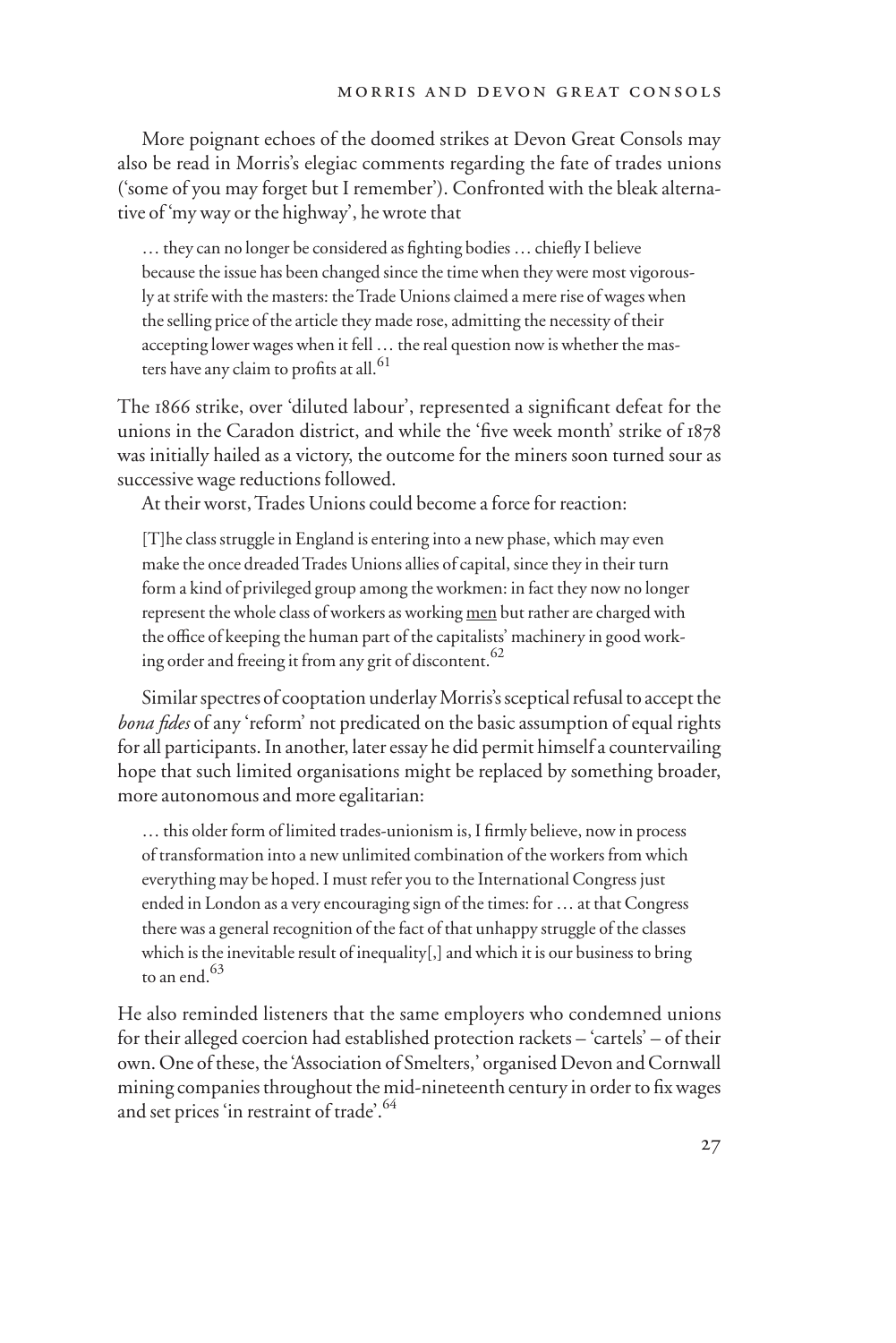More poignant echoes of the doomed strikes at Devon Great Consols may also be read in Morris's elegiac comments regarding the fate of trades unions ('some of you may forget but I remember'). Confronted with the bleak alternative of 'my way or the highway', he wrote that

> … they can no longer be considered as fighting bodies … chiefly I believe because the issue has been changed since the time when they were most vigorously at strife with the masters: the Trade Unions claimed a mere rise of wages when the selling price of the article they made rose, admitting the necessity of their accepting lower wages when it fell … the real question now is whether the masters have any claim to profits at all.[61]

The 1866 strike, over 'diluted labour', represented a significant defeat for the unions in the Caradon district, and while the 'five week month' strike of 1878 was initially hailed as a victory, the outcome for the miners soon turned sour as successive wage reductions followed.

At their worst, Trades Unions could become a force for reaction:

> [T]he class struggle in England is entering into a new phase, which may even make the once dreaded Trades Unions allies of capital, since they in their turn form a kind of privileged group among the workmen: in fact they now no longer represent the whole class of workers as working <u>men</u> but rather are charged with the office of keeping the human part of the capitalists' machinery in good working order and freeing it from any grit of discontent.[62]

Similar spectres of cooptation underlay Morris's sceptical refusal to accept the *bona fides* of any 'reform' not predicated on the basic assumption of equal rights for all participants. In another, later essay he did permit himself a countervailing hope that such limited organisations might be replaced by something broader, more autonomous and more egalitarian:

> … this older form of limited trades-unionism is, I firmly believe, now in process of transformation into a new unlimited combination of the workers from which everything may be hoped. I must refer you to the International Congress just ended in London as a very encouraging sign of the times: for … at that Congress there was a general recognition of the fact of that unhappy struggle of the classes which is the inevitable result of inequality[,] and which it is our business to bring to an end.[63]

He also reminded listeners that the same employers who condemned unions for their alleged coercion had established protection rackets – 'cartels' – of their own. One of these, the 'Association of Smelters,' organised Devon and Cornwall mining companies throughout the mid-nineteenth century in order to fix wages and set prices 'in restraint of trade'.[64]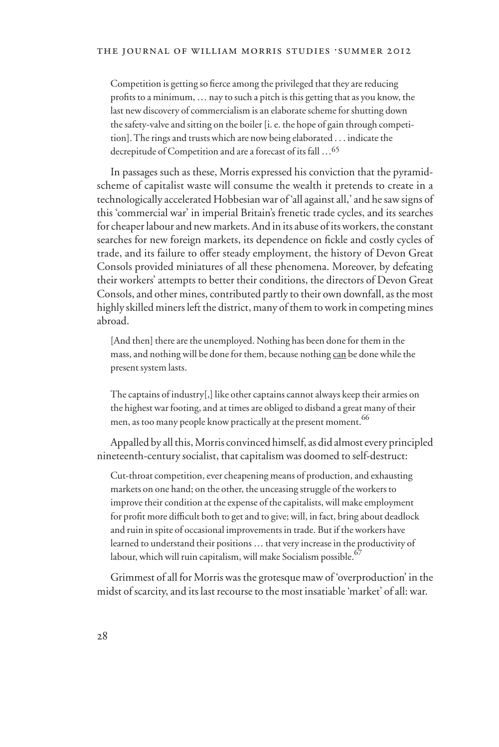> Competition is getting so fierce among the privileged that they are reducing profits to a minimum, … nay to such a pitch is this getting that as you know, the last new discovery of commercialism is an elaborate scheme for shutting down the safety-valve and sitting on the boiler [i. e. the hope of gain through competition]. The rings and trusts which are now being elaborated . . . indicate the decrepitude of Competition and are a forecast of its fall …[65]

In passages such as these, Morris expressed his conviction that the pyramid-scheme of capitalist waste will consume the wealth it pretends to create in a technologically accelerated Hobbesian war of 'all against all,' and he saw signs of this 'commercial war' in imperial Britain's frenetic trade cycles, and its searches for cheaper labour and new markets. And in its abuse of its workers, the constant searches for new foreign markets, its dependence on fickle and costly cycles of trade, and its failure to offer steady employment, the history of Devon Great Consols provided miniatures of all these phenomena. Moreover, by defeating their workers' attempts to better their conditions, the directors of Devon Great Consols, and other mines, contributed partly to their own downfall, as the most highly skilled miners left the district, many of them to work in competing mines abroad.

> [And then] there are the unemployed. Nothing has been done for them in the mass, and nothing will be done for them, because nothing <u>can</u> be done while the present system lasts.
>
> The captains of industry[,] like other captains cannot always keep their armies on the highest war footing, and at times are obliged to disband a great many of their men, as too many people know practically at the present moment.[66]

Appalled by all this, Morris convinced himself, as did almost every principled nineteenth-century socialist, that capitalism was doomed to self-destruct:

> Cut-throat competition, ever cheapening means of production, and exhausting markets on one hand; on the other, the unceasing struggle of the workers to improve their condition at the expense of the capitalists, will make employment for profit more difficult both to get and to give; will, in fact, bring about deadlock and ruin in spite of occasional improvements in trade. But if the workers have learned to understand their positions … that very increase in the productivity of labour, which will ruin capitalism, will make Socialism possible.[67]

Grimmest of all for Morris was the grotesque maw of 'overproduction' in the midst of scarcity, and its last recourse to the most insatiable 'market' of all: war.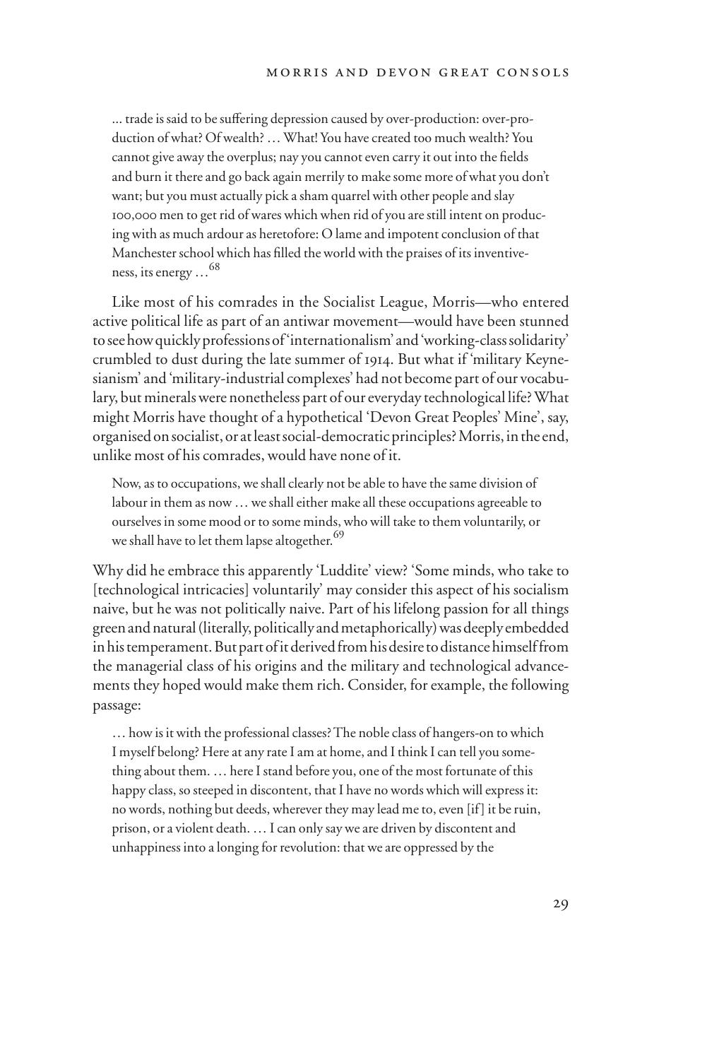... trade is said to be suffering depression caused by over-production: over-production of what? Of wealth? … What! You have created too much wealth? You cannot give away the overplus; nay you cannot even carry it out into the fields and burn it there and go back again merrily to make some more of what you don't want; but you must actually pick a sham quarrel with other people and slay 100,000 men to get rid of wares which when rid of you are still intent on producing with as much ardour as heretofore: O lame and impotent conclusion of that Manchester school which has filled the world with the praises of its inventiveness, its energy …[68]

Like most of his comrades in the Socialist League, Morris—who entered active political life as part of an antiwar movement—would have been stunned to see how quickly professions of 'internationalism' and 'working-class solidarity' crumbled to dust during the late summer of 1914. But what if 'military Keynesianism' and 'military-industrial complexes' had not become part of our vocabulary, but minerals were nonetheless part of our everyday technological life? What might Morris have thought of a hypothetical 'Devon Great Peoples' Mine', say, organised on socialist, or at least social-democratic principles? Morris, in the end, unlike most of his comrades, would have none of it.

Now, as to occupations, we shall clearly not be able to have the same division of labour in them as now … we shall either make all these occupations agreeable to ourselves in some mood or to some minds, who will take to them voluntarily, or we shall have to let them lapse altogether.[69]

Why did he embrace this apparently 'Luddite' view? 'Some minds, who take to [technological intricacies] voluntarily' may consider this aspect of his socialism naive, but he was not politically naive. Part of his lifelong passion for all things green and natural (literally, politically and metaphorically) was deeply embedded in his temperament. But part of it derived from his desire to distance himself from the managerial class of his origins and the military and technological advancements they hoped would make them rich. Consider, for example, the following passage:

… how is it with the professional classes? The noble class of hangers-on to which I myself belong? Here at any rate I am at home, and I think I can tell you something about them. … here I stand before you, one of the most fortunate of this happy class, so steeped in discontent, that I have no words which will express it: no words, nothing but deeds, wherever they may lead me to, even [if] it be ruin, prison, or a violent death. … I can only say we are driven by discontent and unhappiness into a longing for revolution: that we are oppressed by the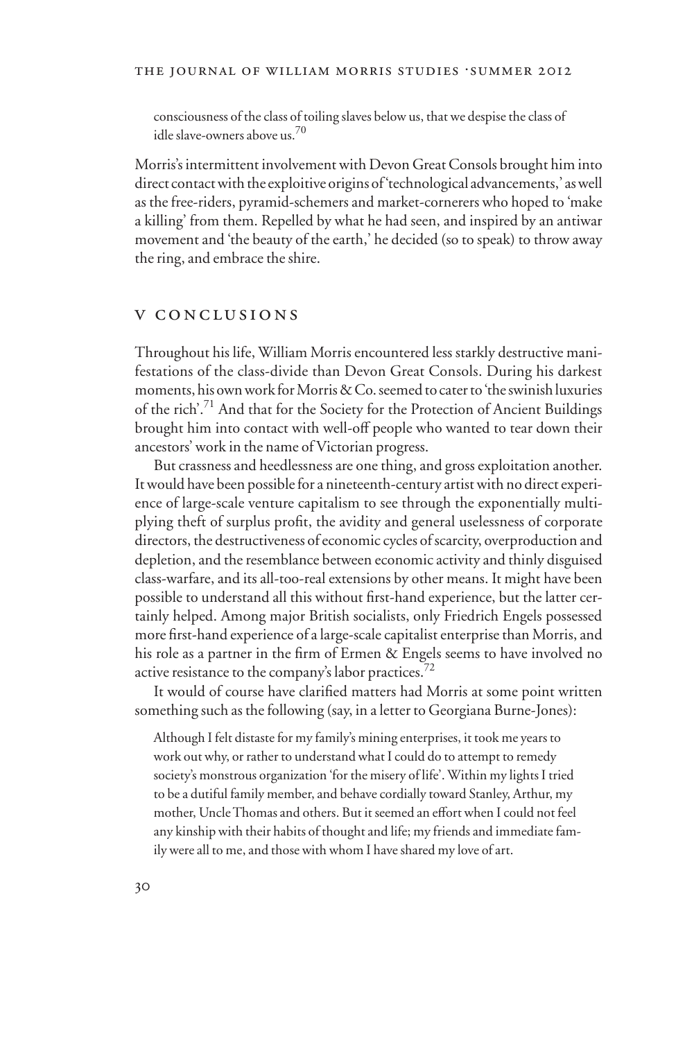> consciousness of the class of toiling slaves below us, that we despise the class of idle slave-owners above us.[70]

Morris's intermittent involvement with Devon Great Consols brought him into direct contact with the exploitive origins of 'technological advancements,' as well as the free-riders, pyramid-schemers and market-cornerers who hoped to 'make a killing' from them. Repelled by what he had seen, and inspired by an antiwar movement and 'the beauty of the earth,' he decided (so to speak) to throw away the ring, and embrace the shire.

## V CONCLUSIONS

Throughout his life, William Morris encountered less starkly destructive manifestations of the class-divide than Devon Great Consols. During his darkest moments, his own work for Morris & Co. seemed to cater to 'the swinish luxuries of the rich'.[71] And that for the Society for the Protection of Ancient Buildings brought him into contact with well-off people who wanted to tear down their ancestors' work in the name of Victorian progress.

But crassness and heedlessness are one thing, and gross exploitation another. It would have been possible for a nineteenth-century artist with no direct experience of large-scale venture capitalism to see through the exponentially multiplying theft of surplus profit, the avidity and general uselessness of corporate directors, the destructiveness of economic cycles of scarcity, overproduction and depletion, and the resemblance between economic activity and thinly disguised class-warfare, and its all-too-real extensions by other means. It might have been possible to understand all this without first-hand experience, but the latter certainly helped. Among major British socialists, only Friedrich Engels possessed more first-hand experience of a large-scale capitalist enterprise than Morris, and his role as a partner in the firm of Ermen & Engels seems to have involved no active resistance to the company's labor practices.[72]

It would of course have clarified matters had Morris at some point written something such as the following (say, in a letter to Georgiana Burne-Jones):

> Although I felt distaste for my family's mining enterprises, it took me years to work out why, or rather to understand what I could do to attempt to remedy society's monstrous organization 'for the misery of life'. Within my lights I tried to be a dutiful family member, and behave cordially toward Stanley, Arthur, my mother, Uncle Thomas and others. But it seemed an effort when I could not feel any kinship with their habits of thought and life; my friends and immediate family were all to me, and those with whom I have shared my love of art.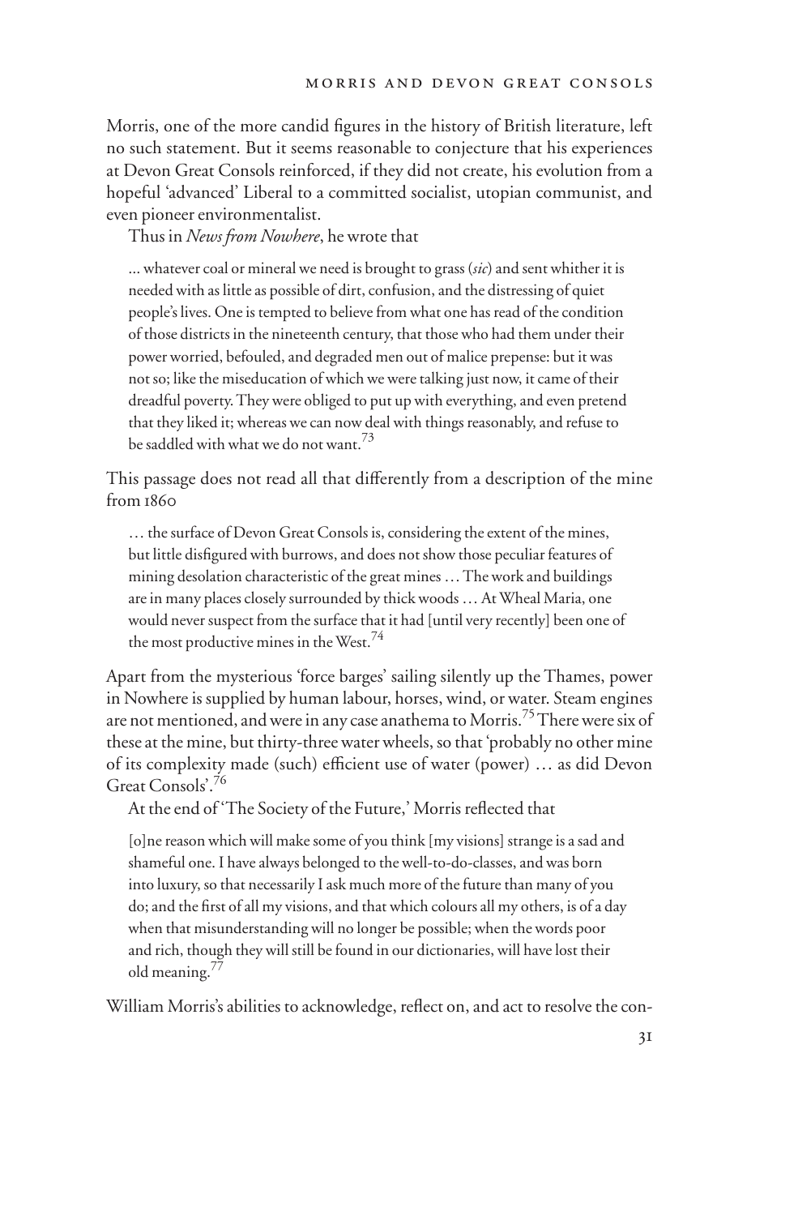Morris, one of the more candid figures in the history of British literature, left no such statement. But it seems reasonable to conjecture that his experiences at Devon Great Consols reinforced, if they did not create, his evolution from a hopeful 'advanced' Liberal to a committed socialist, utopian communist, and even pioneer environmentalist.

Thus in *News from Nowhere*, he wrote that

> ... whatever coal or mineral we need is brought to grass (*sic*) and sent whither it is needed with as little as possible of dirt, confusion, and the distressing of quiet people's lives. One is tempted to believe from what one has read of the condition of those districts in the nineteenth century, that those who had them under their power worried, befouled, and degraded men out of malice prepense: but it was not so; like the miseducation of which we were talking just now, it came of their dreadful poverty. They were obliged to put up with everything, and even pretend that they liked it; whereas we can now deal with things reasonably, and refuse to be saddled with what we do not want.[73]

This passage does not read all that differently from a description of the mine from 1860

> … the surface of Devon Great Consols is, considering the extent of the mines, but little disfigured with burrows, and does not show those peculiar features of mining desolation characteristic of the great mines … The work and buildings are in many places closely surrounded by thick woods … At Wheal Maria, one would never suspect from the surface that it had [until very recently] been one of the most productive mines in the West.[74]

Apart from the mysterious 'force barges' sailing silently up the Thames, power in Nowhere is supplied by human labour, horses, wind, or water. Steam engines are not mentioned, and were in any case anathema to Morris.[75] There were six of these at the mine, but thirty-three water wheels, so that 'probably no other mine of its complexity made (such) efficient use of water (power) … as did Devon Great Consols'.[76]

At the end of 'The Society of the Future,' Morris reflected that

> [o]ne reason which will make some of you think [my visions] strange is a sad and shameful one. I have always belonged to the well-to-do-classes, and was born into luxury, so that necessarily I ask much more of the future than many of you do; and the first of all my visions, and that which colours all my others, is of a day when that misunderstanding will no longer be possible; when the words poor and rich, though they will still be found in our dictionaries, will have lost their old meaning.[77]

William Morris's abilities to acknowledge, reflect on, and act to resolve the con-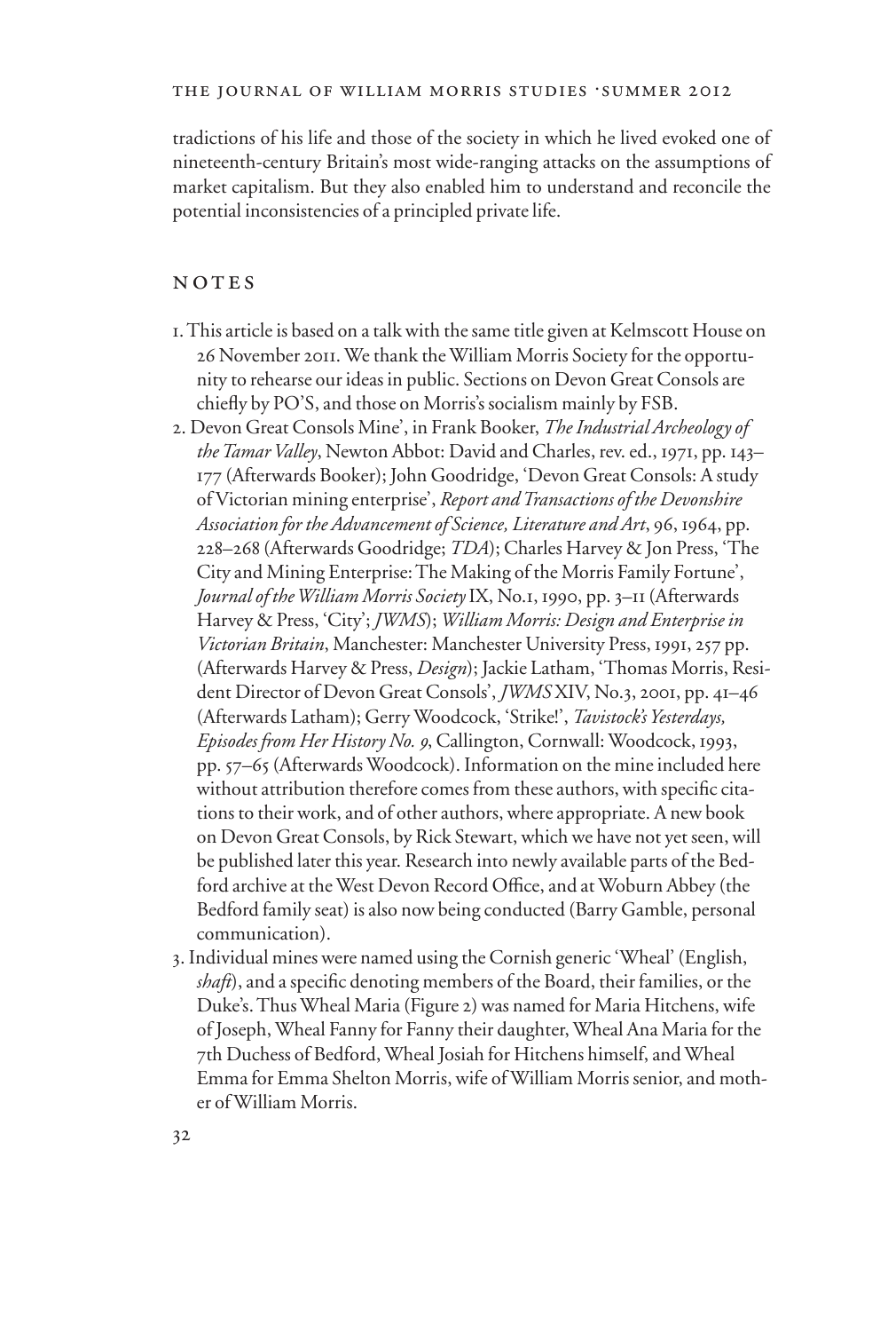tradictions of his life and those of the society in which he lived evoked one of nineteenth-century Britain's most wide-ranging attacks on the assumptions of market capitalism. But they also enabled him to understand and reconcile the potential inconsistencies of a principled private life.

## NOTES

1. This article is based on a talk with the same title given at Kelmscott House on 26 November 2011. We thank the William Morris Society for the opportunity to rehearse our ideas in public. Sections on Devon Great Consols are chiefly by PO'S, and those on Morris's socialism mainly by FSB.
2. Devon Great Consols Mine', in Frank Booker, *The Industrial Archeology of the Tamar Valley*, Newton Abbot: David and Charles, rev. ed., 1971, pp. 143–177 (Afterwards Booker); John Goodridge, 'Devon Great Consols: A study of Victorian mining enterprise', *Report and Transactions of the Devonshire Association for the Advancement of Science, Literature and Art*, 96, 1964, pp. 228–268 (Afterwards Goodridge; *TDA*); Charles Harvey & Jon Press, 'The City and Mining Enterprise: The Making of the Morris Family Fortune', *Journal of the William Morris Society* IX, No.1, 1990, pp. 3–11 (Afterwards Harvey & Press, 'City'; *JWMS*); *William Morris: Design and Enterprise in Victorian Britain*, Manchester: Manchester University Press, 1991, 257 pp. (Afterwards Harvey & Press, *Design*); Jackie Latham, 'Thomas Morris, Resident Director of Devon Great Consols', *JWMS* XIV, No.3, 2001, pp. 41–46 (Afterwards Latham); Gerry Woodcock, 'Strike!', *Tavistock's Yesterdays, Episodes from Her History No. 9*, Callington, Cornwall: Woodcock, 1993, pp. 57–65 (Afterwards Woodcock). Information on the mine included here without attribution therefore comes from these authors, with specific citations to their work, and of other authors, where appropriate. A new book on Devon Great Consols, by Rick Stewart, which we have not yet seen, will be published later this year. Research into newly available parts of the Bedford archive at the West Devon Record Office, and at Woburn Abbey (the Bedford family seat) is also now being conducted (Barry Gamble, personal communication).
3. Individual mines were named using the Cornish generic 'Wheal' (English, *shaft*), and a specific denoting members of the Board, their families, or the Duke's. Thus Wheal Maria (Figure 2) was named for Maria Hitchens, wife of Joseph, Wheal Fanny for Fanny their daughter, Wheal Ana Maria for the 7th Duchess of Bedford, Wheal Josiah for Hitchens himself, and Wheal Emma for Emma Shelton Morris, wife of William Morris senior, and mother of William Morris.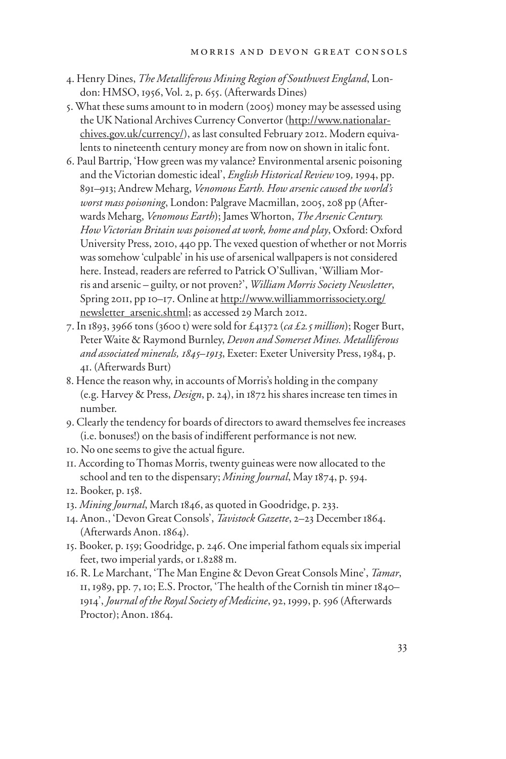4. Henry Dines, *The Metalliferous Mining Region of Southwest England*, London: HMSO, 1956, Vol. 2, p. 655. (Afterwards Dines)
5. What these sums amount to in modern (2005) money may be assessed using the UK National Archives Currency Convertor (http://www.nationalarchives.gov.uk/currency/), as last consulted February 2012. Modern equivalents to nineteenth century money are from now on shown in italic font.
6. Paul Bartrip, 'How green was my valance? Environmental arsenic poisoning and the Victorian domestic ideal', *English Historical Review* 109, 1994, pp. 891–913; Andrew Meharg, *Venomous Earth. How arsenic caused the world's worst mass poisoning*, London: Palgrave Macmillan, 2005, 208 pp (Afterwards Meharg, *Venomous Earth*); James Whorton, *The Arsenic Century. How Victorian Britain was poisoned at work, home and play*, Oxford: Oxford University Press, 2010, 440 pp. The vexed question of whether or not Morris was somehow 'culpable' in his use of arsenical wallpapers is not considered here. Instead, readers are referred to Patrick O'Sullivan, 'William Morris and arsenic – guilty, or not proven?', *William Morris Society Newsletter*, Spring 2011, pp 10–17. Online at http://www.williammorrissociety.org/newsletter_arsenic.shtml; as accessed 29 March 2012.
7. In 1893, 3966 tons (3600 t) were sold for £41372 (*ca £2.5 million*); Roger Burt, Peter Waite & Raymond Burnley, *Devon and Somerset Mines. Metalliferous and associated minerals, 1845–1913*, Exeter: Exeter University Press, 1984, p. 41. (Afterwards Burt)
8. Hence the reason why, in accounts of Morris's holding in the company (e.g. Harvey & Press, *Design*, p. 24), in 1872 his shares increase ten times in number.
9. Clearly the tendency for boards of directors to award themselves fee increases (i.e. bonuses!) on the basis of indifferent performance is not new.
10. No one seems to give the actual figure.
11. According to Thomas Morris, twenty guineas were now allocated to the school and ten to the dispensary; *Mining Journal*, May 1874, p. 594.
12. Booker, p. 158.
13. *Mining Journal*, March 1846, as quoted in Goodridge, p. 233.
14. Anon., 'Devon Great Consols', *Tavistock Gazette*, 2–23 December 1864. (Afterwards Anon. 1864).
15. Booker, p. 159; Goodridge, p. 246. One imperial fathom equals six imperial feet, two imperial yards, or 1.8288 m.
16. R. Le Marchant, 'The Man Engine & Devon Great Consols Mine', *Tamar*, 11, 1989, pp. 7, 10; E.S. Proctor, 'The health of the Cornish tin miner 1840–1914', *Journal of the Royal Society of Medicine*, 92, 1999, p. 596 (Afterwards Proctor); Anon. 1864.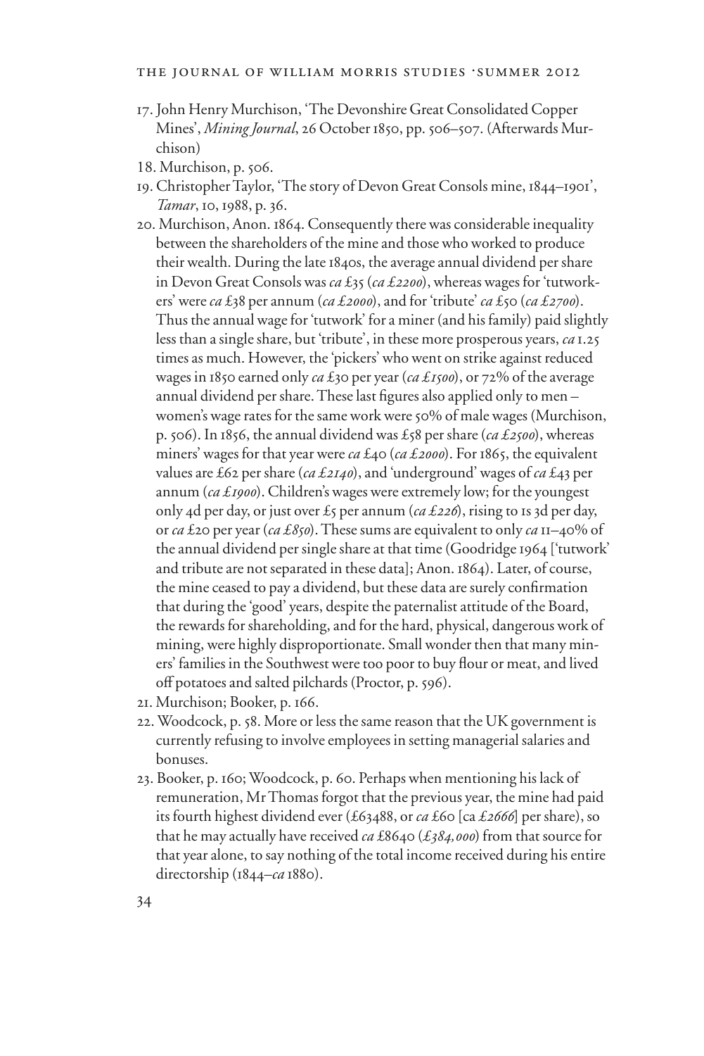17. John Henry Murchison, 'The Devonshire Great Consolidated Copper Mines', *Mining Journal*, 26 October 1850, pp. 506–507. (Afterwards Murchison)
18. Murchison, p. 506.
19. Christopher Taylor, 'The story of Devon Great Consols mine, 1844–1901', *Tamar*, 10, 1988, p. 36.
20. Murchison, Anon. 1864. Consequently there was considerable inequality between the shareholders of the mine and those who worked to produce their wealth. During the late 1840s, the average annual dividend per share in Devon Great Consols was *ca* £35 (*ca £2200*), whereas wages for 'tutworkers' were *ca* £38 per annum (*ca £2000*), and for 'tribute' *ca* £50 (*ca £2700*). Thus the annual wage for 'tutwork' for a miner (and his family) paid slightly less than a single share, but 'tribute', in these more prosperous years, *ca* 1.25 times as much. However, the 'pickers' who went on strike against reduced wages in 1850 earned only *ca* £30 per year (*ca £1500*), or 72% of the average annual dividend per share. These last figures also applied only to men – women's wage rates for the same work were 50% of male wages (Murchison, p. 506). In 1856, the annual dividend was £58 per share (*ca £2500*), whereas miners' wages for that year were *ca* £40 (*ca £2000*). For 1865, the equivalent values are £62 per share (*ca £2140*), and 'underground' wages of *ca* £43 per annum (*ca £1900*). Children's wages were extremely low; for the youngest only 4d per day, or just over £5 per annum (*ca £226*), rising to 1s 3d per day, or *ca* £20 per year (*ca £850*). These sums are equivalent to only *ca* 11–40% of the annual dividend per single share at that time (Goodridge 1964 ['tutwork' and tribute are not separated in these data]; Anon. 1864). Later, of course, the mine ceased to pay a dividend, but these data are surely confirmation that during the 'good' years, despite the paternalist attitude of the Board, the rewards for shareholding, and for the hard, physical, dangerous work of mining, were highly disproportionate. Small wonder then that many miners' families in the Southwest were too poor to buy flour or meat, and lived off potatoes and salted pilchards (Proctor, p. 596).
21. Murchison; Booker, p. 166.
22. Woodcock, p. 58. More or less the same reason that the UK government is currently refusing to involve employees in setting managerial salaries and bonuses.
23. Booker, p. 160; Woodcock, p. 60. Perhaps when mentioning his lack of remuneration, Mr Thomas forgot that the previous year, the mine had paid its fourth highest dividend ever (£63488, or *ca* £60 [ca *£2666*] per share), so that he may actually have received *ca* £8640 (*£384,000*) from that source for that year alone, to say nothing of the total income received during his entire directorship (1844–*ca* 1880).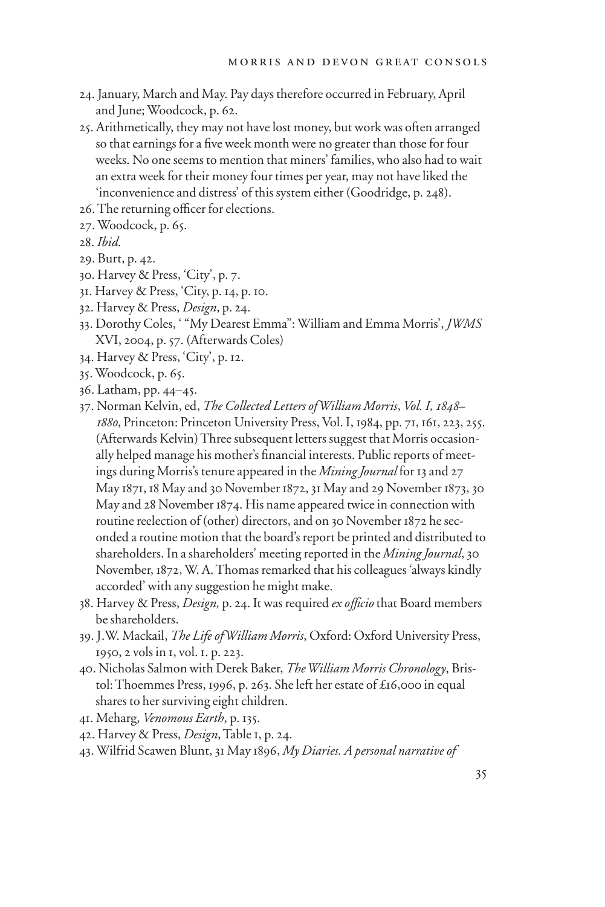24. January, March and May. Pay days therefore occurred in February, April and June; Woodcock, p. 62.

25. Arithmetically, they may not have lost money, but work was often arranged so that earnings for a five week month were no greater than those for four weeks. No one seems to mention that miners' families, who also had to wait an extra week for their money four times per year, may not have liked the 'inconvenience and distress' of this system either (Goodridge, p. 248).

26. The returning officer for elections.

27. Woodcock, p. 65.

28. *Ibid.*

29. Burt, p. 42.

30. Harvey & Press, 'City', p. 7.

31. Harvey & Press, 'City, p. 14, p. 10.

32. Harvey & Press, *Design*, p. 24.

33. Dorothy Coles, ' "My Dearest Emma": William and Emma Morris', *JWMS* XVI, 2004, p. 57. (Afterwards Coles)

34. Harvey & Press, 'City', p. 12.

35. Woodcock, p. 65.

36. Latham, pp. 44–45.

37. Norman Kelvin, ed, *The Collected Letters of William Morris*, *Vol. I, 1848–1880*, Princeton: Princeton University Press, Vol. I, 1984, pp. 71, 161, 223, 255. (Afterwards Kelvin) Three subsequent letters suggest that Morris occasionally helped manage his mother's financial interests. Public reports of meetings during Morris's tenure appeared in the *Mining Journal* for 13 and 27 May 1871, 18 May and 30 November 1872, 31 May and 29 November 1873, 30 May and 28 November 1874. His name appeared twice in connection with routine reelection of (other) directors, and on 30 November 1872 he seconded a routine motion that the board's report be printed and distributed to shareholders. In a shareholders' meeting reported in the *Mining Journal*, 30 November, 1872, W. A. Thomas remarked that his colleagues 'always kindly accorded' with any suggestion he might make.

38. Harvey & Press, *Design,* p. 24. It was required *ex officio* that Board members be shareholders.

39. J.W. Mackail, *The Life of William Morris*, Oxford: Oxford University Press, 1950, 2 vols in 1, vol. 1. p. 223.

40. Nicholas Salmon with Derek Baker, *The William Morris Chronology*, Bristol: Thoemmes Press, 1996, p. 263. She left her estate of £16,000 in equal shares to her surviving eight children.

41. Meharg, *Venomous Earth*, p. 135.

42. Harvey & Press, *Design*, Table 1, p. 24.

43. Wilfrid Scawen Blunt, 31 May 1896, *My Diaries. A personal narrative of*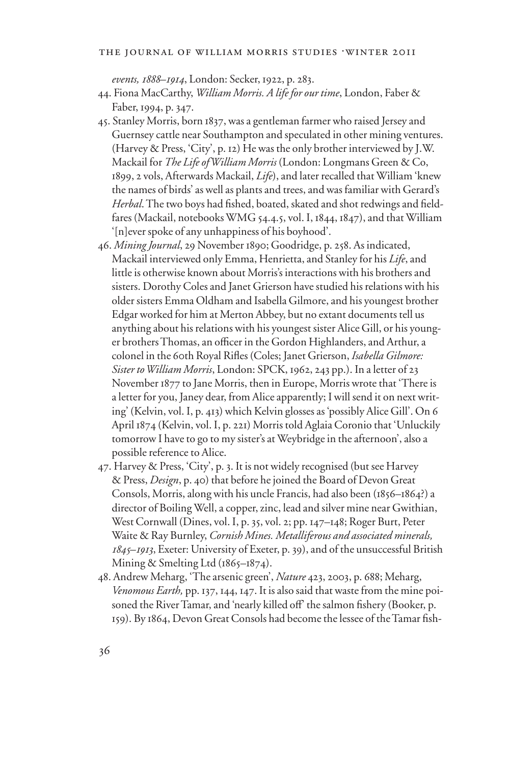*events, 1888–1914*, London: Secker, 1922, p. 283.

44. Fiona MacCarthy, *William Morris. A life for our time*, London, Faber & Faber, 1994, p. 347.
45. Stanley Morris, born 1837, was a gentleman farmer who raised Jersey and Guernsey cattle near Southampton and speculated in other mining ventures. (Harvey & Press, 'City', p. 12) He was the only brother interviewed by J.W. Mackail for *The Life of William Morris* (London: Longmans Green & Co, 1899, 2 vols, Afterwards Mackail, *Life*), and later recalled that William 'knew the names of birds' as well as plants and trees, and was familiar with Gerard's *Herbal*. The two boys had fished, boated, skated and shot redwings and fieldfares (Mackail, notebooks WMG 54.4.5, vol. I, 1844, 1847), and that William '[n]ever spoke of any unhappiness of his boyhood'.
46. *Mining Journal*, 29 November 1890; Goodridge, p. 258. As indicated, Mackail interviewed only Emma, Henrietta, and Stanley for his *Life*, and little is otherwise known about Morris's interactions with his brothers and sisters. Dorothy Coles and Janet Grierson have studied his relations with his older sisters Emma Oldham and Isabella Gilmore, and his youngest brother Edgar worked for him at Merton Abbey, but no extant documents tell us anything about his relations with his youngest sister Alice Gill, or his younger brothers Thomas, an officer in the Gordon Highlanders, and Arthur, a colonel in the 60th Royal Rifles (Coles; Janet Grierson, *Isabella Gilmore: Sister to William Morris*, London: SPCK, 1962, 243 pp.). In a letter of 23 November 1877 to Jane Morris, then in Europe, Morris wrote that 'There is a letter for you, Janey dear, from Alice apparently; I will send it on next writing' (Kelvin, vol. I, p. 413) which Kelvin glosses as 'possibly Alice Gill'. On 6 April 1874 (Kelvin, vol. I, p. 221) Morris told Aglaia Coronio that 'Unluckily tomorrow I have to go to my sister's at Weybridge in the afternoon', also a possible reference to Alice.
47. Harvey & Press, 'City', p. 3. It is not widely recognised (but see Harvey & Press, *Design*, p. 40) that before he joined the Board of Devon Great Consols, Morris, along with his uncle Francis, had also been (1856–1864?) a director of Boiling Well, a copper, zinc, lead and silver mine near Gwithian, West Cornwall (Dines, vol. I, p. 35, vol. 2; pp. 147–148; Roger Burt, Peter Waite & Ray Burnley, *Cornish Mines. Metalliferous and associated minerals, 1845–1913*, Exeter: University of Exeter, p. 39), and of the unsuccessful British Mining & Smelting Ltd (1865–1874).
48. Andrew Meharg, 'The arsenic green', *Nature* 423, 2003, p. 688; Meharg, *Venomous Earth,* pp. 137, 144, 147. It is also said that waste from the mine poisoned the River Tamar, and 'nearly killed off' the salmon fishery (Booker, p. 159). By 1864, Devon Great Consols had become the lessee of the Tamar fish-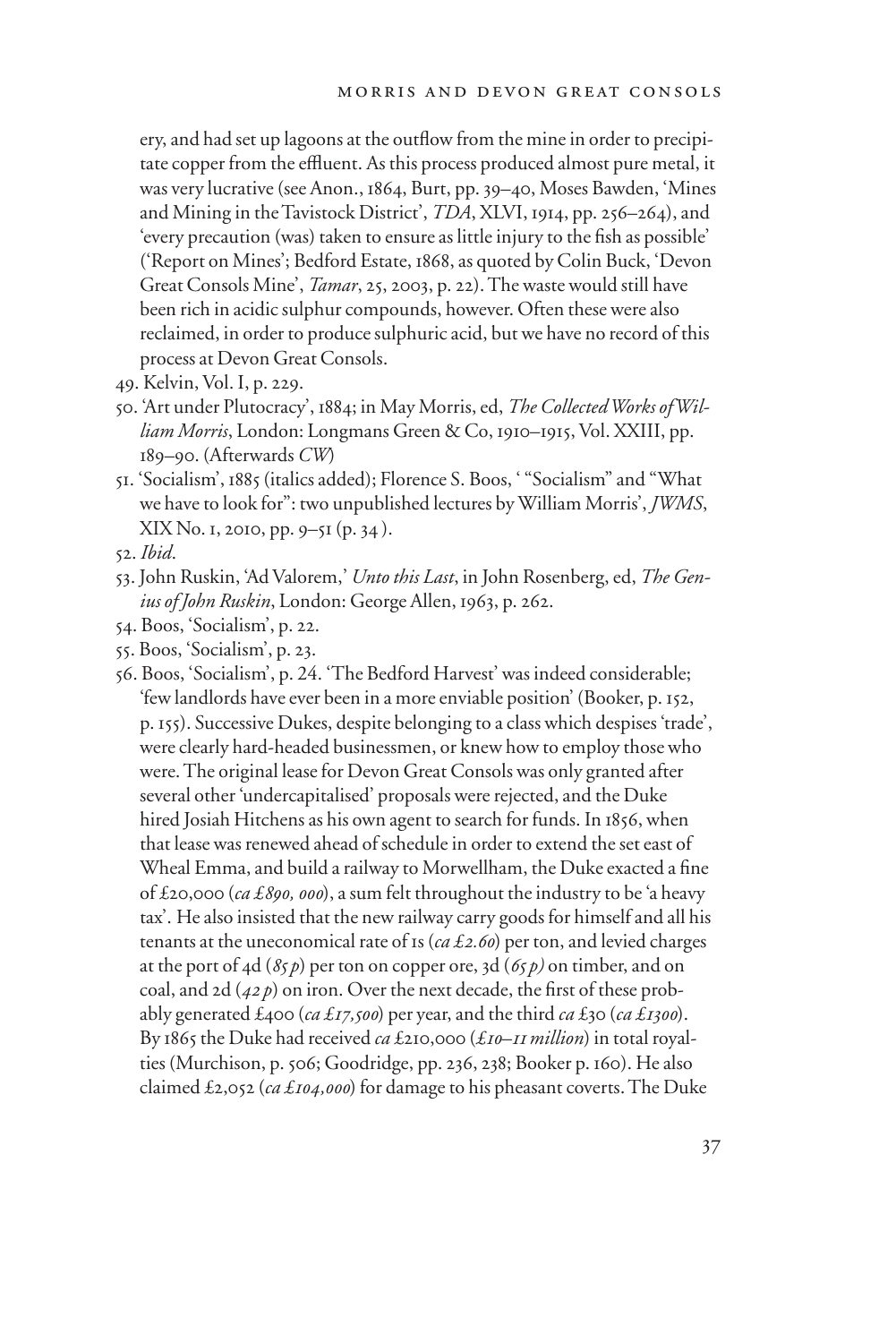ery, and had set up lagoons at the outflow from the mine in order to precipitate copper from the effluent. As this process produced almost pure metal, it was very lucrative (see Anon., 1864, Burt, pp. 39–40, Moses Bawden, 'Mines and Mining in the Tavistock District', *TDA*, XLVI, 1914, pp. 256–264), and 'every precaution (was) taken to ensure as little injury to the fish as possible' ('Report on Mines'; Bedford Estate, 1868, as quoted by Colin Buck, 'Devon Great Consols Mine', *Tamar*, 25, 2003, p. 22). The waste would still have been rich in acidic sulphur compounds, however. Often these were also reclaimed, in order to produce sulphuric acid, but we have no record of this process at Devon Great Consols.

49. Kelvin, Vol. I, p. 229.
50. 'Art under Plutocracy', 1884; in May Morris, ed, *The Collected Works of William Morris*, London: Longmans Green & Co, 1910–1915, Vol. XXIII, pp. 189–90. (Afterwards *CW*)
51. 'Socialism', 1885 (italics added); Florence S. Boos, ' "Socialism" and "What we have to look for": two unpublished lectures by William Morris', *JWMS*, XIX No. 1, 2010, pp. 9–51 (p. 34 ).
52. *Ibid*.
53. John Ruskin, 'Ad Valorem,' *Unto this Last*, in John Rosenberg, ed, *The Genius of John Ruskin*, London: George Allen, 1963, p. 262.
54. Boos, 'Socialism', p. 22.
55. Boos, 'Socialism', p. 23.
56. Boos, 'Socialism', p. 24. 'The Bedford Harvest' was indeed considerable; 'few landlords have ever been in a more enviable position' (Booker, p. 152, p. 155). Successive Dukes, despite belonging to a class which despises 'trade', were clearly hard-headed businessmen, or knew how to employ those who were. The original lease for Devon Great Consols was only granted after several other 'undercapitalised' proposals were rejected, and the Duke hired Josiah Hitchens as his own agent to search for funds. In 1856, when that lease was renewed ahead of schedule in order to extend the set east of Wheal Emma, and build a railway to Morwellham, the Duke exacted a fine of £20,000 (*ca £890, 000*), a sum felt throughout the industry to be 'a heavy tax'. He also insisted that the new railway carry goods for himself and all his tenants at the uneconomical rate of 1s (*ca £2.60*) per ton, and levied charges at the port of 4d (*85p*) per ton on copper ore, 3d (*65p)* on timber, and on coal, and 2d (*42p*) on iron. Over the next decade, the first of these probably generated £400 (*ca £17,500*) per year, and the third *ca* £30 (*ca £1300*). By 1865 the Duke had received *ca* £210,000 (*£10–11 million*) in total royalties (Murchison, p. 506; Goodridge, pp. 236, 238; Booker p. 160). He also claimed £2,052 (*ca £104,000*) for damage to his pheasant coverts. The Duke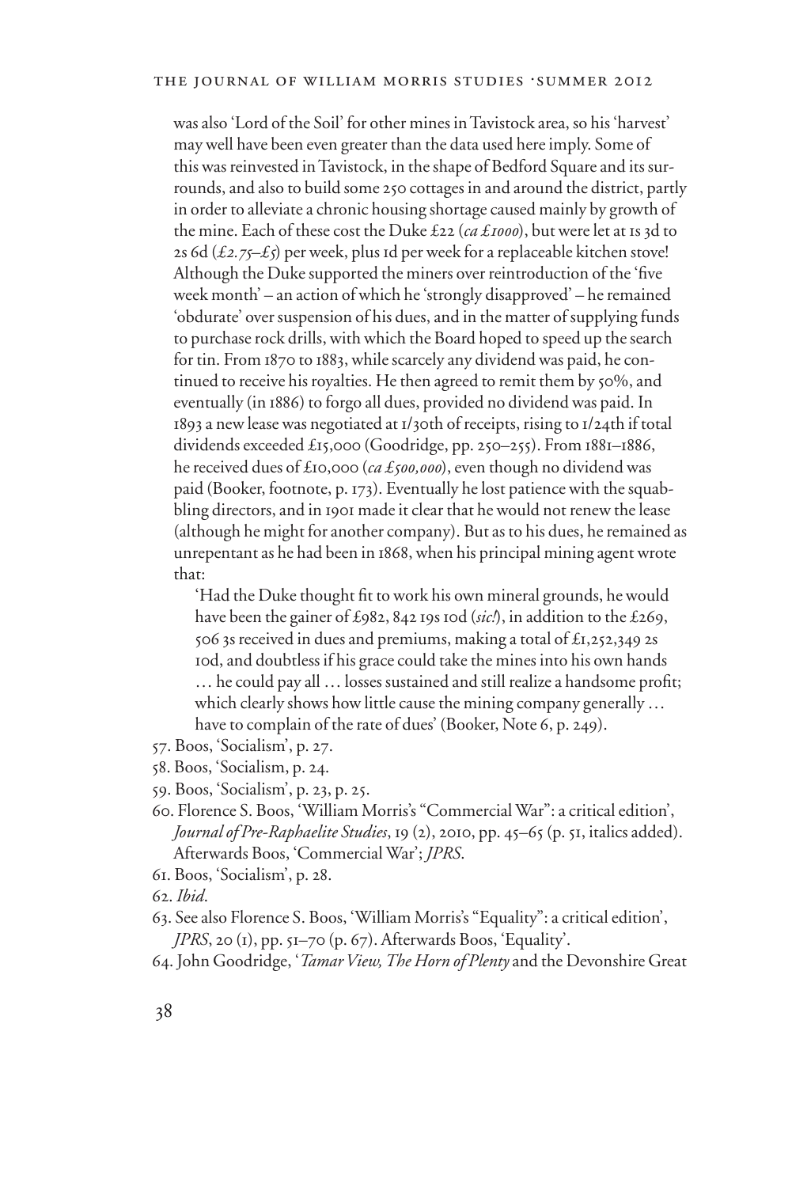was also 'Lord of the Soil' for other mines in Tavistock area, so his 'harvest' may well have been even greater than the data used here imply. Some of this was reinvested in Tavistock, in the shape of Bedford Square and its surrounds, and also to build some 250 cottages in and around the district, partly in order to alleviate a chronic housing shortage caused mainly by growth of the mine. Each of these cost the Duke £22 (*ca £1000*), but were let at 1s 3d to 2s 6d (*£2.75–£5*) per week, plus 1d per week for a replaceable kitchen stove! Although the Duke supported the miners over reintroduction of the 'five week month' – an action of which he 'strongly disapproved' – he remained 'obdurate' over suspension of his dues, and in the matter of supplying funds to purchase rock drills, with which the Board hoped to speed up the search for tin. From 1870 to 1883, while scarcely any dividend was paid, he continued to receive his royalties. He then agreed to remit them by 50%, and eventually (in 1886) to forgo all dues, provided no dividend was paid. In 1893 a new lease was negotiated at 1/30th of receipts, rising to 1/24th if total dividends exceeded £15,000 (Goodridge, pp. 250–255). From 1881–1886, he received dues of £10,000 (*ca £500,000*), even though no dividend was paid (Booker, footnote, p. 173). Eventually he lost patience with the squabbling directors, and in 1901 made it clear that he would not renew the lease (although he might for another company). But as to his dues, he remained as unrepentant as he had been in 1868, when his principal mining agent wrote that:

> 'Had the Duke thought fit to work his own mineral grounds, he would have been the gainer of £982, 842 19s 10d (*sic!*), in addition to the £269, 506 3s received in dues and premiums, making a total of £1,252,349 2s 10d, and doubtless if his grace could take the mines into his own hands … he could pay all … losses sustained and still realize a handsome profit; which clearly shows how little cause the mining company generally … have to complain of the rate of dues' (Booker, Note 6, p. 249).

57. Boos, 'Socialism', p. 27.
58. Boos, 'Socialism, p. 24.
59. Boos, 'Socialism', p. 23, p. 25.
60. Florence S. Boos, 'William Morris's "Commercial War": a critical edition', *Journal of Pre-Raphaelite Studies*, 19 (2), 2010, pp. 45–65 (p. 51, italics added). Afterwards Boos, 'Commercial War'; *JPRS*.
61. Boos, 'Socialism', p. 28.
62. *Ibid*.
63. See also Florence S. Boos, 'William Morris's "Equality": a critical edition', *JPRS*, 20 (1), pp. 51–70 (p. 67). Afterwards Boos, 'Equality'.
64. John Goodridge, '*Tamar View, The Horn of Plenty* and the Devonshire Great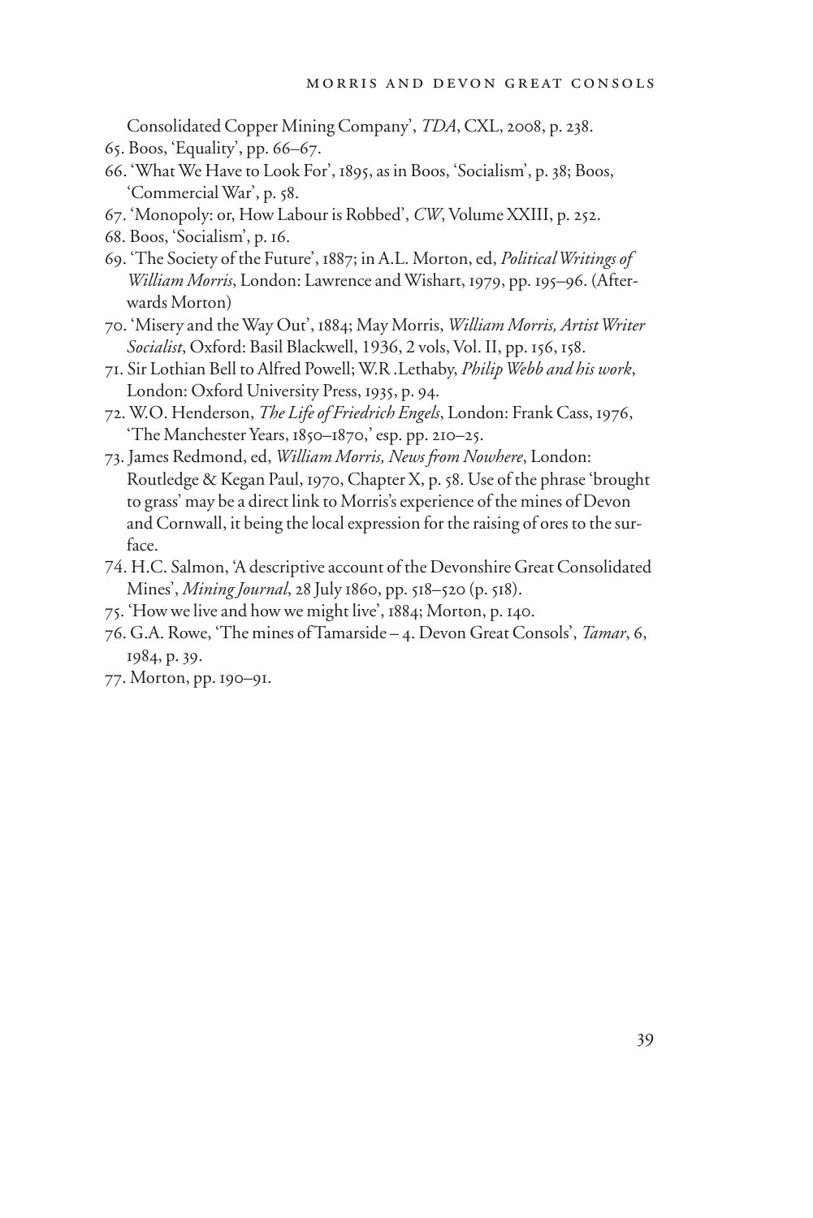Consolidated Copper Mining Company', *TDA*, CXL, 2008, p. 238.

65. Boos, 'Equality', pp. 66–67.
66. 'What We Have to Look For', 1895, as in Boos, 'Socialism', p. 38; Boos, 'Commercial War', p. 58.
67. 'Monopoly: or, How Labour is Robbed', *CW*, Volume XXIII, p. 252.
68. Boos, 'Socialism', p. 16.
69. 'The Society of the Future', 1887; in A.L. Morton, ed, *Political Writings of William Morris*, London: Lawrence and Wishart, 1979, pp. 195–96. (Afterwards Morton)
70. 'Misery and the Way Out', 1884; May Morris, *William Morris, Artist Writer Socialist*, Oxford: Basil Blackwell, 1936, 2 vols, Vol. II, pp. 156, 158.
71. Sir Lothian Bell to Alfred Powell; W.R .Lethaby, *Philip Webb and his work*, London: Oxford University Press, 1935, p. 94.
72. W.O. Henderson, *The Life of Friedrich Engels*, London: Frank Cass, 1976, 'The Manchester Years, 1850–1870,' esp. pp. 210–25.
73. James Redmond, ed, *William Morris, News from Nowhere*, London: Routledge & Kegan Paul, 1970, Chapter X, p. 58. Use of the phrase 'brought to grass' may be a direct link to Morris's experience of the mines of Devon and Cornwall, it being the local expression for the raising of ores to the surface.
74. H.C. Salmon, 'A descriptive account of the Devonshire Great Consolidated Mines', *Mining Journal*, 28 July 1860, pp. 518–520 (p. 518).
75. 'How we live and how we might live', 1884; Morton, p. 140.
76. G.A. Rowe, 'The mines of Tamarside – 4. Devon Great Consols', *Tamar*, 6, 1984, p. 39.
77. Morton, pp. 190–91.